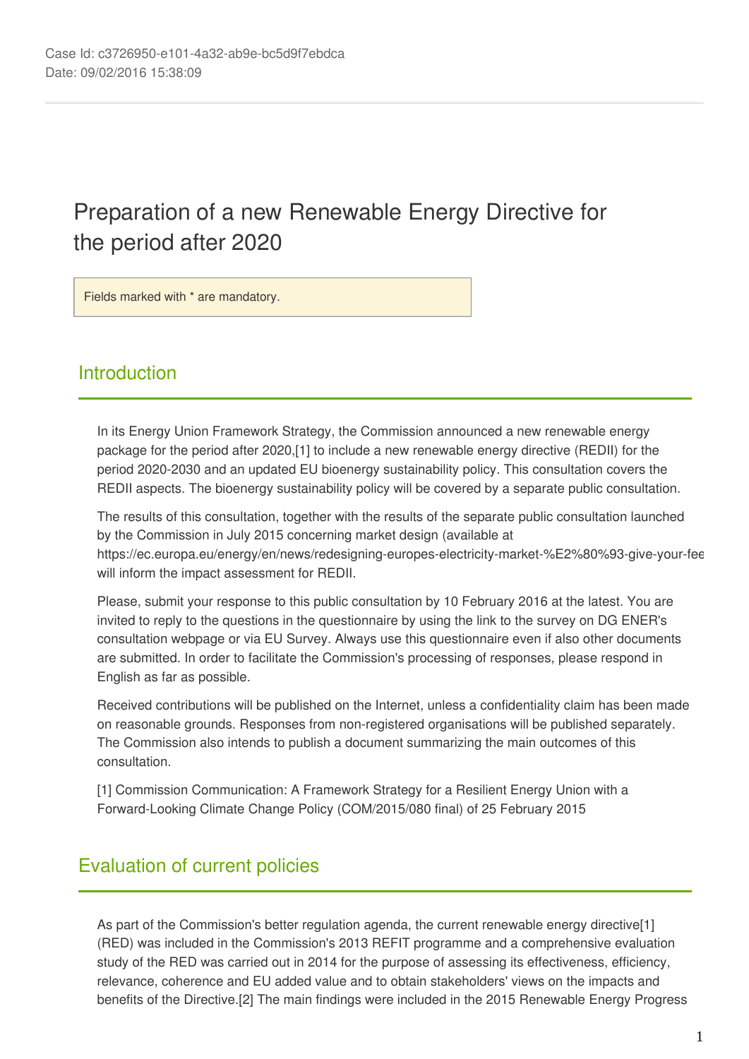Case Id: c3726950-e101-4a32-ab9e-bc5d9f7ebdca
Date: 09/02/2016 15:38:09

# Preparation of a new Renewable Energy Directive for the period after 2020

Fields marked with * are mandatory.

## Introduction

In its Energy Union Framework Strategy, the Commission announced a new renewable energy package for the period after 2020,[1] to include a new renewable energy directive (REDII) for the period 2020-2030 and an updated EU bioenergy sustainability policy. This consultation covers the REDII aspects. The bioenergy sustainability policy will be covered by a separate public consultation.

The results of this consultation, together with the results of the separate public consultation launched by the Commission in July 2015 concerning market design (available at https://ec.europa.eu/energy/en/news/redesigning-europes-electricity-market-%E2%80%93-give-your-fee will inform the impact assessment for REDII.

Please, submit your response to this public consultation by 10 February 2016 at the latest. You are invited to reply to the questions in the questionnaire by using the link to the survey on DG ENER's consultation webpage or via EU Survey. Always use this questionnaire even if also other documents are submitted. In order to facilitate the Commission's processing of responses, please respond in English as far as possible.

Received contributions will be published on the Internet, unless a confidentiality claim has been made on reasonable grounds. Responses from non-registered organisations will be published separately. The Commission also intends to publish a document summarizing the main outcomes of this consultation.

[1] Commission Communication: A Framework Strategy for a Resilient Energy Union with a Forward-Looking Climate Change Policy (COM/2015/080 final) of 25 February 2015

## Evaluation of current policies

As part of the Commission's better regulation agenda, the current renewable energy directive[1] (RED) was included in the Commission's 2013 REFIT programme and a comprehensive evaluation study of the RED was carried out in 2014 for the purpose of assessing its effectiveness, efficiency, relevance, coherence and EU added value and to obtain stakeholders' views on the impacts and benefits of the Directive.[2] The main findings were included in the 2015 Renewable Energy Progress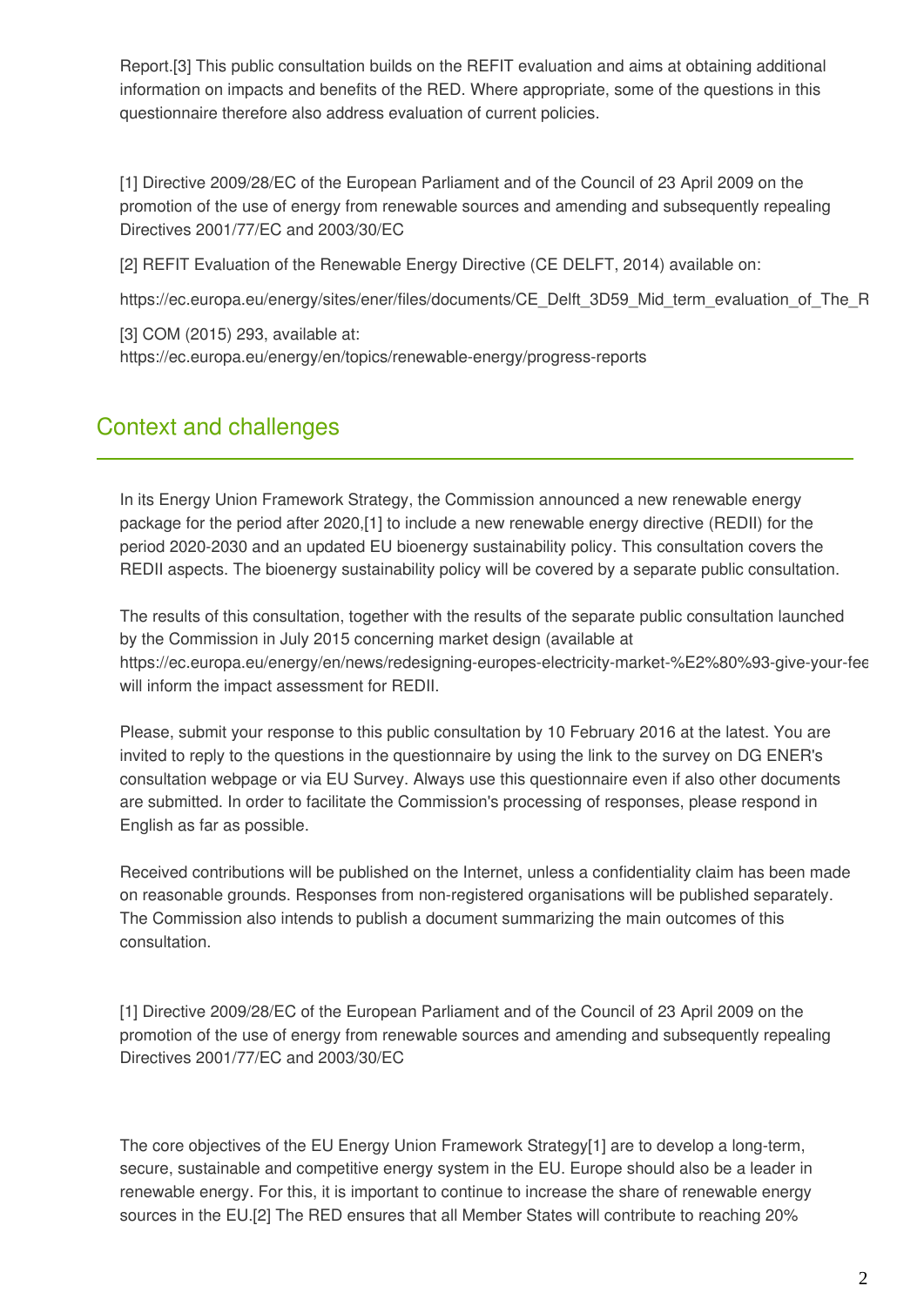Report.[3] This public consultation builds on the REFIT evaluation and aims at obtaining additional information on impacts and benefits of the RED. Where appropriate, some of the questions in this questionnaire therefore also address evaluation of current policies.

[1] Directive 2009/28/EC of the European Parliament and of the Council of 23 April 2009 on the promotion of the use of energy from renewable sources and amending and subsequently repealing Directives 2001/77/EC and 2003/30/EC

[2] REFIT Evaluation of the Renewable Energy Directive (CE DELFT, 2014) available on:

https://ec.europa.eu/energy/sites/ener/files/documents/CE_Delft_3D59_Mid_term_evaluation_of_The_R

[3] COM (2015) 293, available at: https://ec.europa.eu/energy/en/topics/renewable-energy/progress-reports

## Context and challenges

In its Energy Union Framework Strategy, the Commission announced a new renewable energy package for the period after 2020,[1] to include a new renewable energy directive (REDII) for the period 2020-2030 and an updated EU bioenergy sustainability policy. This consultation covers the REDII aspects. The bioenergy sustainability policy will be covered by a separate public consultation.

The results of this consultation, together with the results of the separate public consultation launched by the Commission in July 2015 concerning market design (available at https://ec.europa.eu/energy/en/news/redesigning-europes-electricity-market-%E2%80%93-give-your-fee will inform the impact assessment for REDII.

Please, submit your response to this public consultation by 10 February 2016 at the latest. You are invited to reply to the questions in the questionnaire by using the link to the survey on DG ENER's consultation webpage or via EU Survey. Always use this questionnaire even if also other documents are submitted. In order to facilitate the Commission's processing of responses, please respond in English as far as possible.

Received contributions will be published on the Internet, unless a confidentiality claim has been made on reasonable grounds. Responses from non-registered organisations will be published separately. The Commission also intends to publish a document summarizing the main outcomes of this consultation.

[1] Directive 2009/28/EC of the European Parliament and of the Council of 23 April 2009 on the promotion of the use of energy from renewable sources and amending and subsequently repealing Directives 2001/77/EC and 2003/30/EC

The core objectives of the EU Energy Union Framework Strategy[1] are to develop a long-term, secure, sustainable and competitive energy system in the EU. Europe should also be a leader in renewable energy. For this, it is important to continue to increase the share of renewable energy sources in the EU.[2] The RED ensures that all Member States will contribute to reaching 20%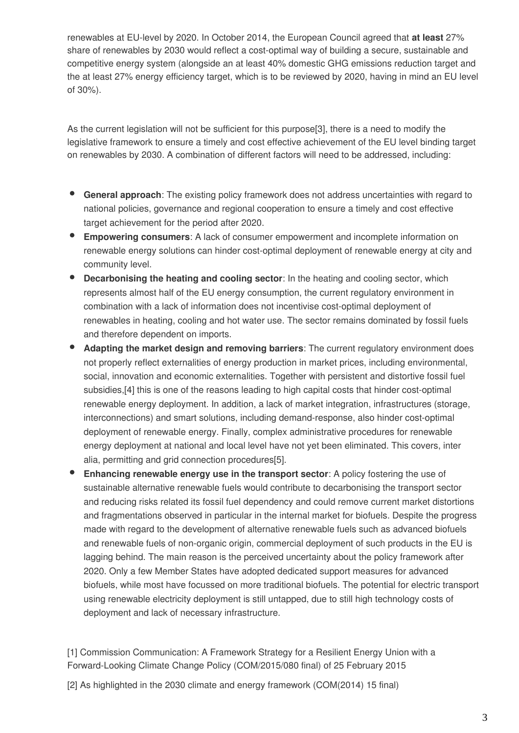renewables at EU-level by 2020. In October 2014, the European Council agreed that **at least** 27% share of renewables by 2030 would reflect a cost-optimal way of building a secure, sustainable and competitive energy system (alongside an at least 40% domestic GHG emissions reduction target and the at least 27% energy efficiency target, which is to be reviewed by 2020, having in mind an EU level of 30%).

As the current legislation will not be sufficient for this purpose[3], there is a need to modify the legislative framework to ensure a timely and cost effective achievement of the EU level binding target on renewables by 2030. A combination of different factors will need to be addressed, including:

- **General approach**: The existing policy framework does not address uncertainties with regard to national policies, governance and regional cooperation to ensure a timely and cost effective target achievement for the period after 2020.
- **Empowering consumers**: A lack of consumer empowerment and incomplete information on renewable energy solutions can hinder cost-optimal deployment of renewable energy at city and community level.
- **Decarbonising the heating and cooling sector**: In the heating and cooling sector, which represents almost half of the EU energy consumption, the current regulatory environment in combination with a lack of information does not incentivise cost-optimal deployment of renewables in heating, cooling and hot water use. The sector remains dominated by fossil fuels and therefore dependent on imports.
- **Adapting the market design and removing barriers**: The current regulatory environment does not properly reflect externalities of energy production in market prices, including environmental, social, innovation and economic externalities. Together with persistent and distortive fossil fuel subsidies,[4] this is one of the reasons leading to high capital costs that hinder cost-optimal renewable energy deployment. In addition, a lack of market integration, infrastructures (storage, interconnections) and smart solutions, including demand-response, also hinder cost-optimal deployment of renewable energy. Finally, complex administrative procedures for renewable energy deployment at national and local level have not yet been eliminated. This covers, inter alia, permitting and grid connection procedures[5].
- **Enhancing renewable energy use in the transport sector**: A policy fostering the use of sustainable alternative renewable fuels would contribute to decarbonising the transport sector and reducing risks related its fossil fuel dependency and could remove current market distortions and fragmentations observed in particular in the internal market for biofuels. Despite the progress made with regard to the development of alternative renewable fuels such as advanced biofuels and renewable fuels of non-organic origin, commercial deployment of such products in the EU is lagging behind. The main reason is the perceived uncertainty about the policy framework after 2020. Only a few Member States have adopted dedicated support measures for advanced biofuels, while most have focussed on more traditional biofuels. The potential for electric transport using renewable electricity deployment is still untapped, due to still high technology costs of deployment and lack of necessary infrastructure.

[1] Commission Communication: A Framework Strategy for a Resilient Energy Union with a Forward-Looking Climate Change Policy (COM/2015/080 final) of 25 February 2015

[2] As highlighted in the 2030 climate and energy framework (COM(2014) 15 final)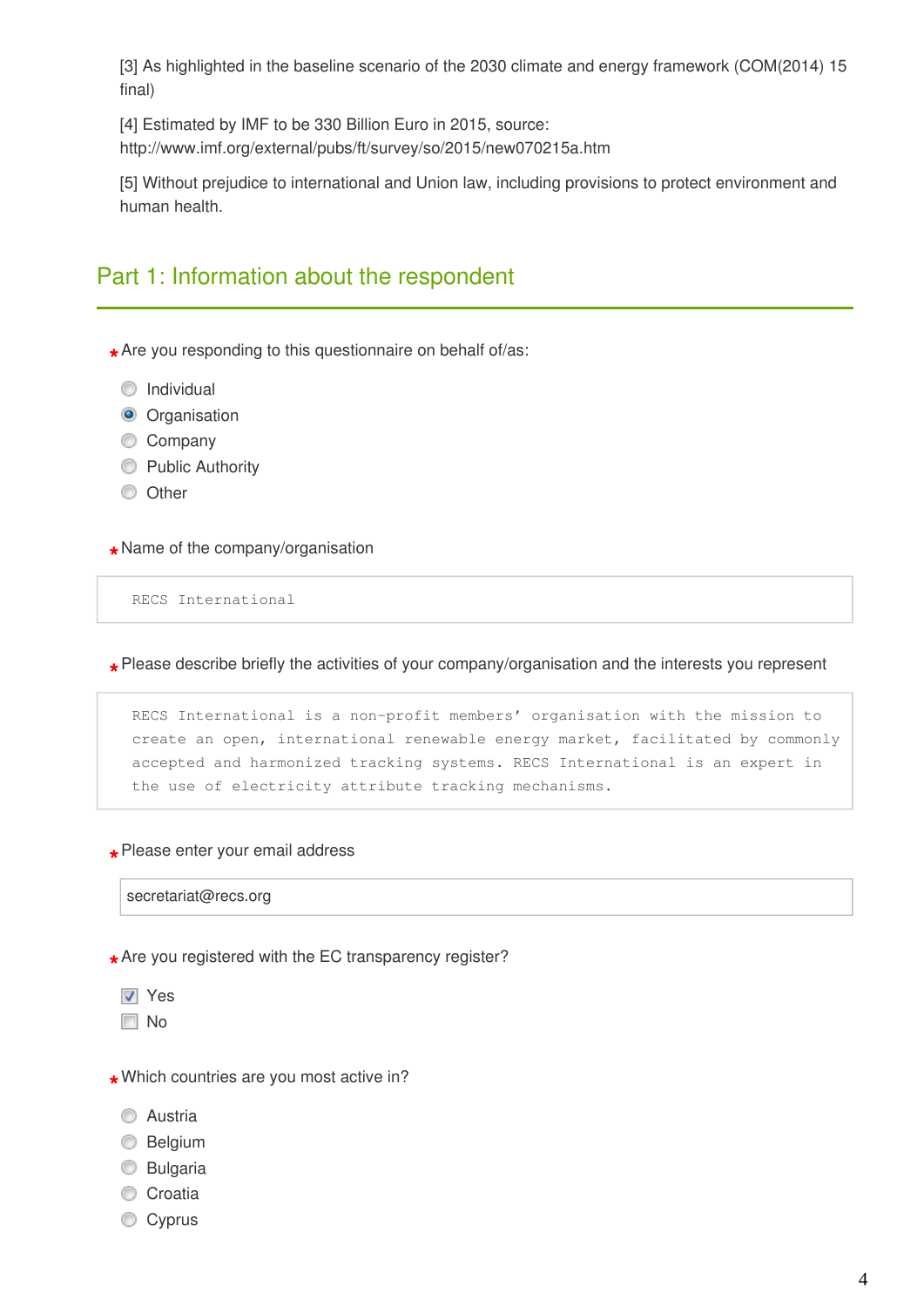[3] As highlighted in the baseline scenario of the 2030 climate and energy framework (COM(2014) 15 final)

[4] Estimated by IMF to be 330 Billion Euro in 2015, source: http://www.imf.org/external/pubs/ft/survey/so/2015/new070215a.htm

[5] Without prejudice to international and Union law, including provisions to protect environment and human health.

## Part 1: Information about the respondent

*Are you responding to this questionnaire on behalf of/as:

- ( ) Individual
- (•) Organisation
- ( ) Company
- ( ) Public Authority
- ( ) Other

*Name of the company/organisation

RECS International

*Please describe briefly the activities of your company/organisation and the interests you represent

RECS International is a non-profit members' organisation with the mission to create an open, international renewable energy market, facilitated by commonly accepted and harmonized tracking systems. RECS International is an expert in the use of electricity attribute tracking mechanisms.

*Please enter your email address

secretariat@recs.org

*Are you registered with the EC transparency register?

- [x] Yes
- [ ] No

*Which countries are you most active in?

- ( ) Austria
- ( ) Belgium
- ( ) Bulgaria
- ( ) Croatia
- ( ) Cyprus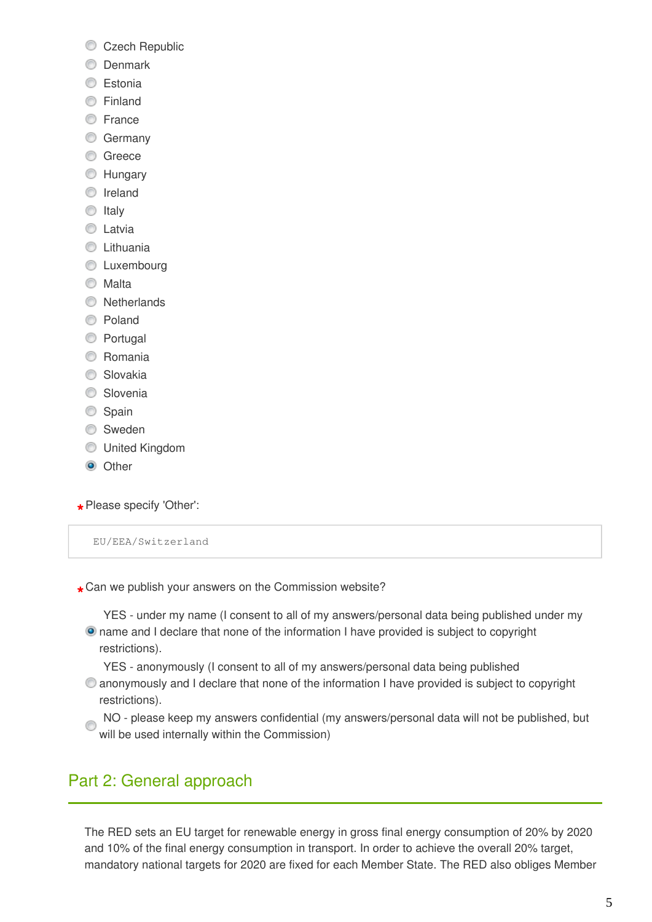- ( ) Czech Republic
- ( ) Denmark
- ( ) Estonia
- ( ) Finland
- ( ) France
- ( ) Germany
- ( ) Greece
- ( ) Hungary
- ( ) Ireland
- ( ) Italy
- ( ) Latvia
- ( ) Lithuania
- ( ) Luxembourg
- ( ) Malta
- ( ) Netherlands
- ( ) Poland
- ( ) Portugal
- ( ) Romania
- ( ) Slovakia
- ( ) Slovenia
- ( ) Spain
- ( ) Sweden
- ( ) United Kingdom
- (•) Other

*Please specify 'Other':

```
EU/EEA/Switzerland
```

*Can we publish your answers on the Commission website?

- (•) YES - under my name (I consent to all of my answers/personal data being published under my name and I declare that none of the information I have provided is subject to copyright restrictions).
- ( ) YES - anonymously (I consent to all of my answers/personal data being published anonymously and I declare that none of the information I have provided is subject to copyright restrictions).
- ( ) NO - please keep my answers confidential (my answers/personal data will not be published, but will be used internally within the Commission)

## Part 2: General approach

The RED sets an EU target for renewable energy in gross final energy consumption of 20% by 2020 and 10% of the final energy consumption in transport. In order to achieve the overall 20% target, mandatory national targets for 2020 are fixed for each Member State. The RED also obliges Member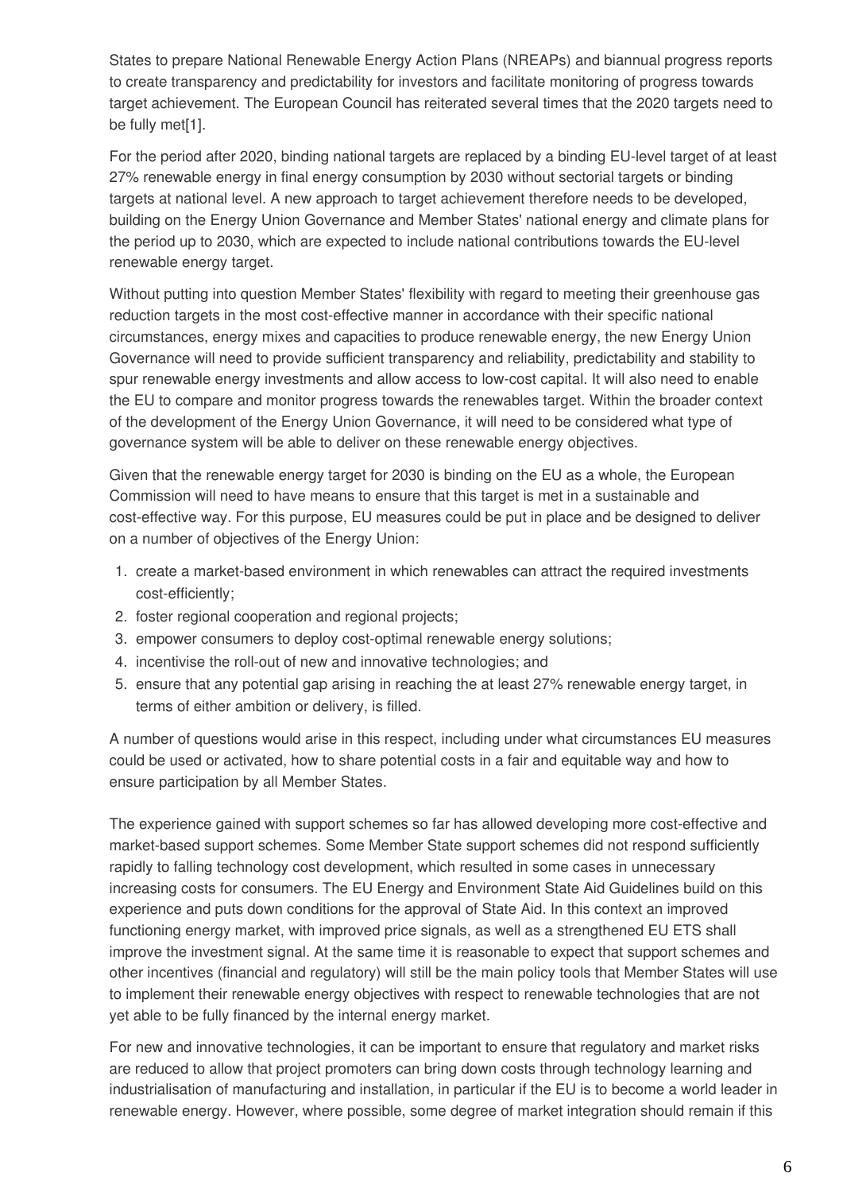States to prepare National Renewable Energy Action Plans (NREAPs) and biannual progress reports to create transparency and predictability for investors and facilitate monitoring of progress towards target achievement. The European Council has reiterated several times that the 2020 targets need to be fully met[1].

For the period after 2020, binding national targets are replaced by a binding EU-level target of at least 27% renewable energy in final energy consumption by 2030 without sectorial targets or binding targets at national level. A new approach to target achievement therefore needs to be developed, building on the Energy Union Governance and Member States' national energy and climate plans for the period up to 2030, which are expected to include national contributions towards the EU-level renewable energy target.

Without putting into question Member States' flexibility with regard to meeting their greenhouse gas reduction targets in the most cost-effective manner in accordance with their specific national circumstances, energy mixes and capacities to produce renewable energy, the new Energy Union Governance will need to provide sufficient transparency and reliability, predictability and stability to spur renewable energy investments and allow access to low-cost capital. It will also need to enable the EU to compare and monitor progress towards the renewables target. Within the broader context of the development of the Energy Union Governance, it will need to be considered what type of governance system will be able to deliver on these renewable energy objectives.

Given that the renewable energy target for 2030 is binding on the EU as a whole, the European Commission will need to have means to ensure that this target is met in a sustainable and cost-effective way. For this purpose, EU measures could be put in place and be designed to deliver on a number of objectives of the Energy Union:

1. create a market-based environment in which renewables can attract the required investments cost-efficiently;
2. foster regional cooperation and regional projects;
3. empower consumers to deploy cost-optimal renewable energy solutions;
4. incentivise the roll-out of new and innovative technologies; and
5. ensure that any potential gap arising in reaching the at least 27% renewable energy target, in terms of either ambition or delivery, is filled.

A number of questions would arise in this respect, including under what circumstances EU measures could be used or activated, how to share potential costs in a fair and equitable way and how to ensure participation by all Member States.

The experience gained with support schemes so far has allowed developing more cost-effective and market-based support schemes. Some Member State support schemes did not respond sufficiently rapidly to falling technology cost development, which resulted in some cases in unnecessary increasing costs for consumers. The EU Energy and Environment State Aid Guidelines build on this experience and puts down conditions for the approval of State Aid. In this context an improved functioning energy market, with improved price signals, as well as a strengthened EU ETS shall improve the investment signal. At the same time it is reasonable to expect that support schemes and other incentives (financial and regulatory) will still be the main policy tools that Member States will use to implement their renewable energy objectives with respect to renewable technologies that are not yet able to be fully financed by the internal energy market.

For new and innovative technologies, it can be important to ensure that regulatory and market risks are reduced to allow that project promoters can bring down costs through technology learning and industrialisation of manufacturing and installation, in particular if the EU is to become a world leader in renewable energy. However, where possible, some degree of market integration should remain if this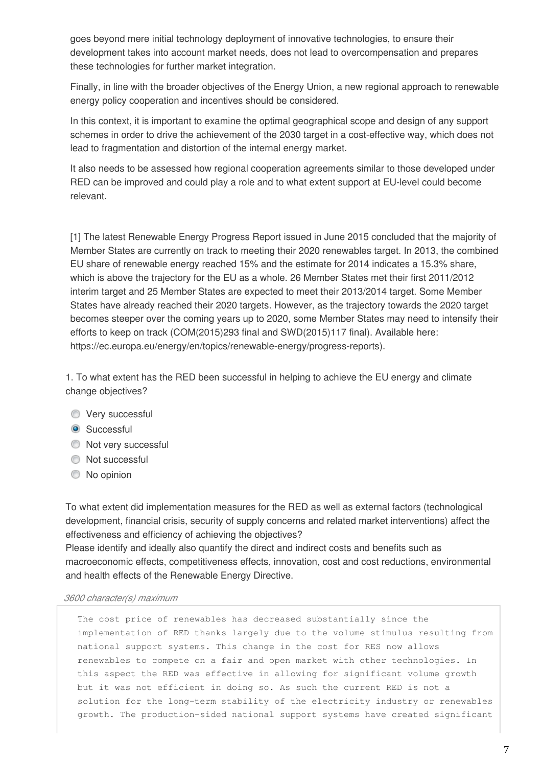goes beyond mere initial technology deployment of innovative technologies, to ensure their development takes into account market needs, does not lead to overcompensation and prepares these technologies for further market integration.

Finally, in line with the broader objectives of the Energy Union, a new regional approach to renewable energy policy cooperation and incentives should be considered.

In this context, it is important to examine the optimal geographical scope and design of any support schemes in order to drive the achievement of the 2030 target in a cost-effective way, which does not lead to fragmentation and distortion of the internal energy market.

It also needs to be assessed how regional cooperation agreements similar to those developed under RED can be improved and could play a role and to what extent support at EU-level could become relevant.

[1] The latest Renewable Energy Progress Report issued in June 2015 concluded that the majority of Member States are currently on track to meeting their 2020 renewables target. In 2013, the combined EU share of renewable energy reached 15% and the estimate for 2014 indicates a 15.3% share, which is above the trajectory for the EU as a whole. 26 Member States met their first 2011/2012 interim target and 25 Member States are expected to meet their 2013/2014 target. Some Member States have already reached their 2020 targets. However, as the trajectory towards the 2020 target becomes steeper over the coming years up to 2020, some Member States may need to intensify their efforts to keep on track (COM(2015)293 final and SWD(2015)117 final). Available here: https://ec.europa.eu/energy/en/topics/renewable-energy/progress-reports).

1. To what extent has the RED been successful in helping to achieve the EU energy and climate change objectives?

- ○ Very successful
- ● Successful
- ○ Not very successful
- ○ Not successful
- ○ No opinion

To what extent did implementation measures for the RED as well as external factors (technological development, financial crisis, security of supply concerns and related market interventions) affect the effectiveness and efficiency of achieving the objectives?
Please identify and ideally also quantify the direct and indirect costs and benefits such as macroeconomic effects, competitiveness effects, innovation, cost and cost reductions, environmental and health effects of the Renewable Energy Directive.

*3600 character(s) maximum*

The cost price of renewables has decreased substantially since the implementation of RED thanks largely due to the volume stimulus resulting from national support systems. This change in the cost for RES now allows renewables to compete on a fair and open market with other technologies. In this aspect the RED was effective in allowing for significant volume growth but it was not efficient in doing so. As such the current RED is not a solution for the long-term stability of the electricity industry or renewables growth. The production-sided national support systems have created significant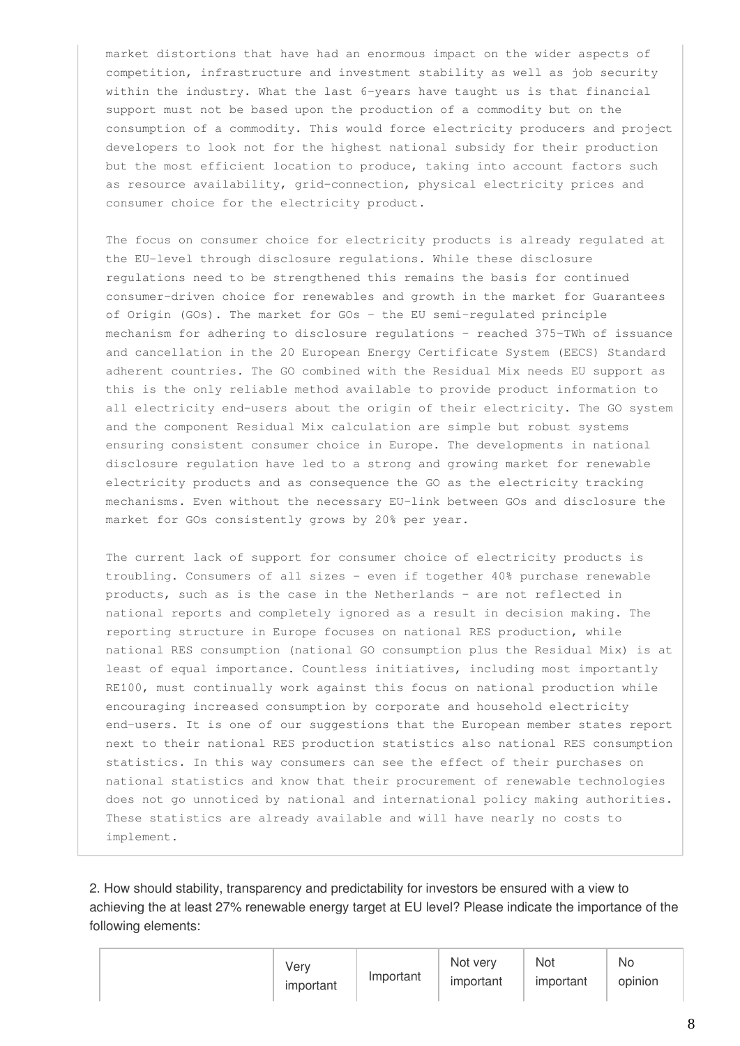market distortions that have had an enormous impact on the wider aspects of competition, infrastructure and investment stability as well as job security within the industry. What the last 6-years have taught us is that financial support must not be based upon the production of a commodity but on the consumption of a commodity. This would force electricity producers and project developers to look not for the highest national subsidy for their production but the most efficient location to produce, taking into account factors such as resource availability, grid-connection, physical electricity prices and consumer choice for the electricity product.

The focus on consumer choice for electricity products is already regulated at the EU-level through disclosure regulations. While these disclosure regulations need to be strengthened this remains the basis for continued consumer-driven choice for renewables and growth in the market for Guarantees of Origin (GOs). The market for GOs - the EU semi-regulated principle mechanism for adhering to disclosure regulations - reached 375-TWh of issuance and cancellation in the 20 European Energy Certificate System (EECS) Standard adherent countries. The GO combined with the Residual Mix needs EU support as this is the only reliable method available to provide product information to all electricity end-users about the origin of their electricity. The GO system and the component Residual Mix calculation are simple but robust systems ensuring consistent consumer choice in Europe. The developments in national disclosure regulation have led to a strong and growing market for renewable electricity products and as consequence the GO as the electricity tracking mechanisms. Even without the necessary EU-link between GOs and disclosure the market for GOs consistently grows by 20% per year.

The current lack of support for consumer choice of electricity products is troubling. Consumers of all sizes - even if together 40% purchase renewable products, such as is the case in the Netherlands - are not reflected in national reports and completely ignored as a result in decision making. The reporting structure in Europe focuses on national RES production, while national RES consumption (national GO consumption plus the Residual Mix) is at least of equal importance. Countless initiatives, including most importantly RE100, must continually work against this focus on national production while encouraging increased consumption by corporate and household electricity end-users. It is one of our suggestions that the European member states report next to their national RES production statistics also national RES consumption statistics. In this way consumers can see the effect of their purchases on national statistics and know that their procurement of renewable technologies does not go unnoticed by national and international policy making authorities. These statistics are already available and will have nearly no costs to implement.

2. How should stability, transparency and predictability for investors be ensured with a view to achieving the at least 27% renewable energy target at EU level? Please indicate the importance of the following elements:

| | Very important | Important | Not very important | Not important | No opinion |
|---|---|---|---|---|---|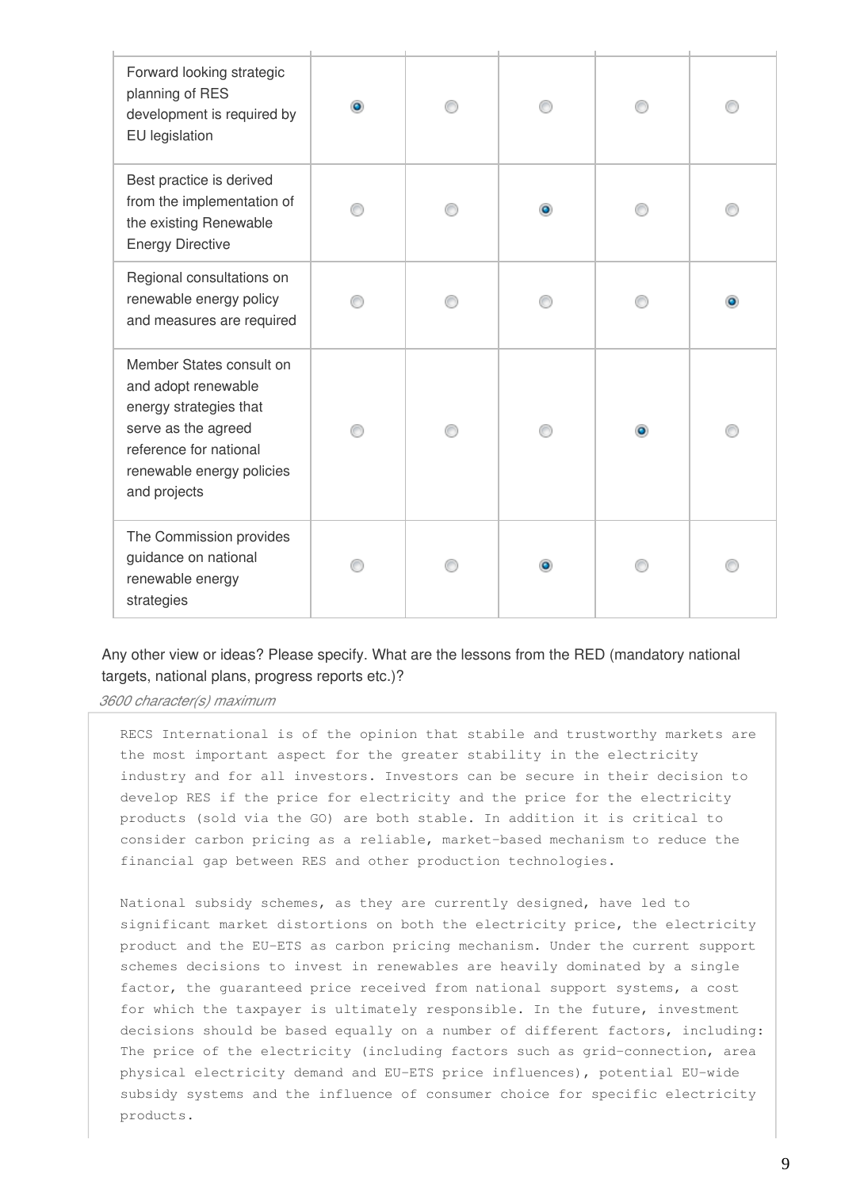| | | | | | |
|---|---|---|---|---|---|
| Forward looking strategic planning of RES development is required by EU legislation | ● | ○ | ○ | ○ | ○ |
| Best practice is derived from the implementation of the existing Renewable Energy Directive | ○ | ○ | ● | ○ | ○ |
| Regional consultations on renewable energy policy and measures are required | ○ | ○ | ○ | ○ | ● |
| Member States consult on and adopt renewable energy strategies that serve as the agreed reference for national renewable energy policies and projects | ○ | ○ | ○ | ● | ○ |
| The Commission provides guidance on national renewable energy strategies | ○ | ○ | ● | ○ | ○ |

Any other view or ideas? Please specify. What are the lessons from the RED (mandatory national targets, national plans, progress reports etc.)?

*3600 character(s) maximum*

RECS International is of the opinion that stabile and trustworthy markets are the most important aspect for the greater stability in the electricity industry and for all investors. Investors can be secure in their decision to develop RES if the price for electricity and the price for the electricity products (sold via the GO) are both stable. In addition it is critical to consider carbon pricing as a reliable, market-based mechanism to reduce the financial gap between RES and other production technologies.

National subsidy schemes, as they are currently designed, have led to significant market distortions on both the electricity price, the electricity product and the EU-ETS as carbon pricing mechanism. Under the current support schemes decisions to invest in renewables are heavily dominated by a single factor, the guaranteed price received from national support systems, a cost for which the taxpayer is ultimately responsible. In the future, investment decisions should be based equally on a number of different factors, including: The price of the electricity (including factors such as grid-connection, area physical electricity demand and EU-ETS price influences), potential EU-wide subsidy systems and the influence of consumer choice for specific electricity products.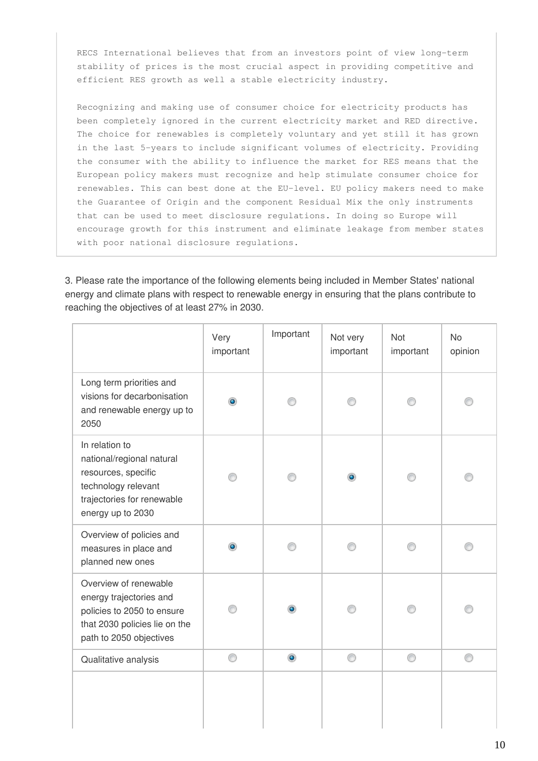RECS International believes that from an investors point of view long-term stability of prices is the most crucial aspect in providing competitive and efficient RES growth as well a stable electricity industry.

Recognizing and making use of consumer choice for electricity products has been completely ignored in the current electricity market and RED directive. The choice for renewables is completely voluntary and yet still it has grown in the last 5-years to include significant volumes of electricity. Providing the consumer with the ability to influence the market for RES means that the European policy makers must recognize and help stimulate consumer choice for renewables. This can best done at the EU-level. EU policy makers need to make the Guarantee of Origin and the component Residual Mix the only instruments that can be used to meet disclosure regulations. In doing so Europe will encourage growth for this instrument and eliminate leakage from member states with poor national disclosure regulations.

3. Please rate the importance of the following elements being included in Member States' national energy and climate plans with respect to renewable energy in ensuring that the plans contribute to reaching the objectives of at least 27% in 2030.

| | Very important | Important | Not very important | Not important | No opinion |
|---|---|---|---|---|---|
| Long term priorities and visions for decarbonisation and renewable energy up to 2050 | ◉ | ○ | ○ | ○ | ○ |
| In relation to national/regional natural resources, specific technology relevant trajectories for renewable energy up to 2030 | ○ | ○ | ◉ | ○ | ○ |
| Overview of policies and measures in place and planned new ones | ◉ | ○ | ○ | ○ | ○ |
| Overview of renewable energy trajectories and policies to 2050 to ensure that 2030 policies lie on the path to 2050 objectives | ○ | ◉ | ○ | ○ | ○ |
| Qualitative analysis | ○ | ◉ | ○ | ○ | ○ |
| | | | | | |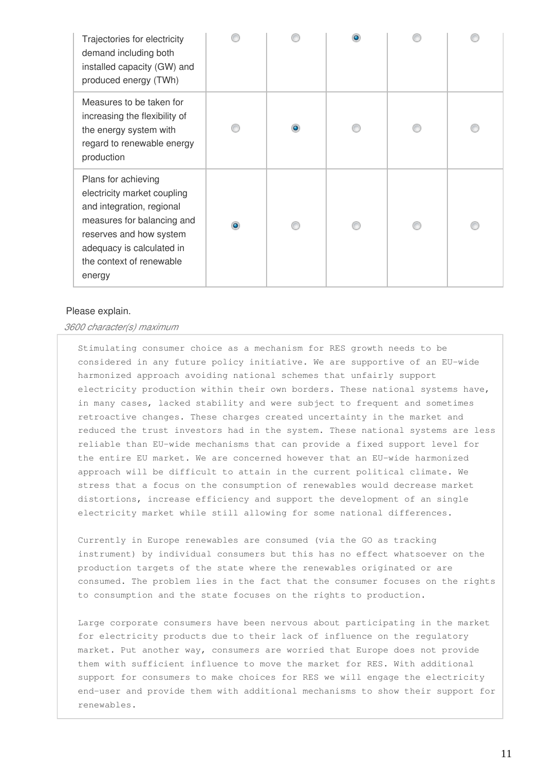| | | | | | |
|---|---|---|---|---|---|
| Trajectories for electricity demand including both installed capacity (GW) and produced energy (TWh) | ○ | ○ | ● | ○ | ○ |
| Measures to be taken for increasing the flexibility of the energy system with regard to renewable energy production | ○ | ● | ○ | ○ | ○ |
| Plans for achieving electricity market coupling and integration, regional measures for balancing and reserves and how system adequacy is calculated in the context of renewable energy | ● | ○ | ○ | ○ | ○ |

Please explain.

*3600 character(s) maximum*

Stimulating consumer choice as a mechanism for RES growth needs to be considered in any future policy initiative. We are supportive of an EU-wide harmonized approach avoiding national schemes that unfairly support electricity production within their own borders. These national systems have, in many cases, lacked stability and were subject to frequent and sometimes retroactive changes. These charges created uncertainty in the market and reduced the trust investors had in the system. These national systems are less reliable than EU-wide mechanisms that can provide a fixed support level for the entire EU market. We are concerned however that an EU-wide harmonized approach will be difficult to attain in the current political climate. We stress that a focus on the consumption of renewables would decrease market distortions, increase efficiency and support the development of an single electricity market while still allowing for some national differences.

Currently in Europe renewables are consumed (via the GO as tracking instrument) by individual consumers but this has no effect whatsoever on the production targets of the state where the renewables originated or are consumed. The problem lies in the fact that the consumer focuses on the rights to consumption and the state focuses on the rights to production.

Large corporate consumers have been nervous about participating in the market for electricity products due to their lack of influence on the regulatory market. Put another way, consumers are worried that Europe does not provide them with sufficient influence to move the market for RES. With additional support for consumers to make choices for RES we will engage the electricity end-user and provide them with additional mechanisms to show their support for renewables.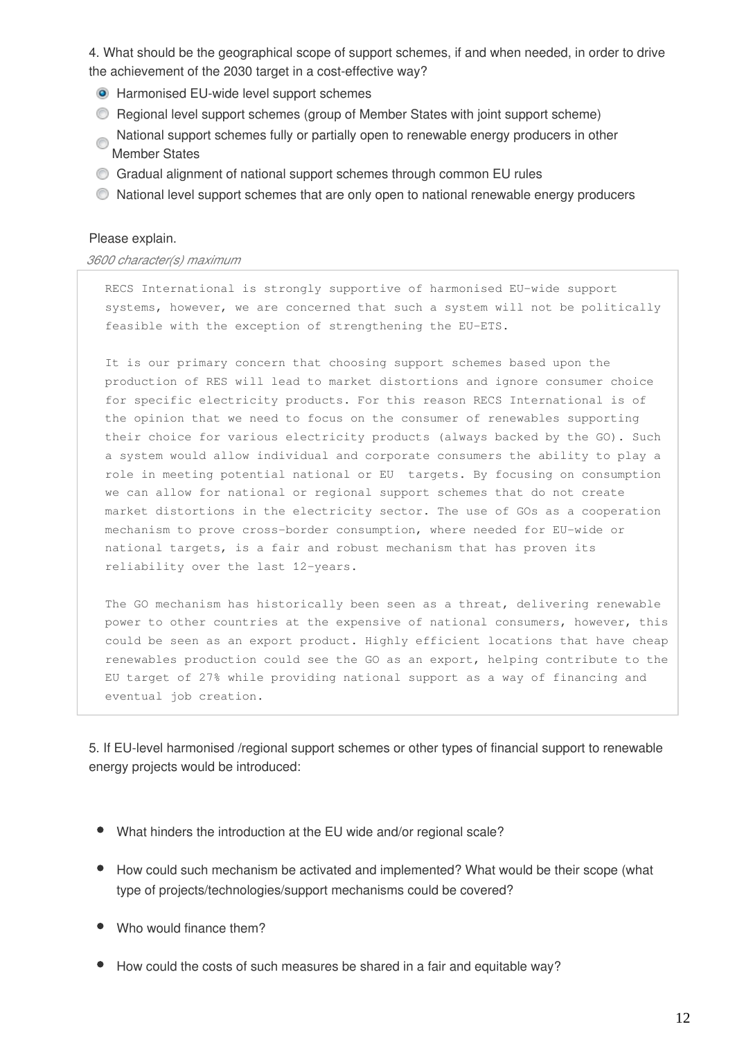4. What should be the geographical scope of support schemes, if and when needed, in order to drive the achievement of the 2030 target in a cost-effective way?

- (x) Harmonised EU-wide level support schemes
- ( ) Regional level support schemes (group of Member States with joint support scheme)
- ( ) National support schemes fully or partially open to renewable energy producers in other Member States
- ( ) Gradual alignment of national support schemes through common EU rules
- ( ) National level support schemes that are only open to national renewable energy producers

Please explain.

*3600 character(s) maximum*

```
RECS International is strongly supportive of harmonised EU-wide support
systems, however, we are concerned that such a system will not be politically
feasible with the exception of strengthening the EU-ETS.

It is our primary concern that choosing support schemes based upon the
production of RES will lead to market distortions and ignore consumer choice
for specific electricity products. For this reason RECS International is of
the opinion that we need to focus on the consumer of renewables supporting
their choice for various electricity products (always backed by the GO). Such
a system would allow individual and corporate consumers the ability to play a
role in meeting potential national or EU  targets. By focusing on consumption
we can allow for national or regional support schemes that do not create
market distortions in the electricity sector. The use of GOs as a cooperation
mechanism to prove cross-border consumption, where needed for EU-wide or
national targets, is a fair and robust mechanism that has proven its
reliability over the last 12-years.

The GO mechanism has historically been seen as a threat, delivering renewable
power to other countries at the expensive of national consumers, however, this
could be seen as an export product. Highly efficient locations that have cheap
renewables production could see the GO as an export, helping contribute to the
EU target of 27% while providing national support as a way of financing and
eventual job creation.
```

5. If EU-level harmonised /regional support schemes or other types of financial support to renewable energy projects would be introduced:

- What hinders the introduction at the EU wide and/or regional scale?
- How could such mechanism be activated and implemented? What would be their scope (what type of projects/technologies/support mechanisms could be covered?
- Who would finance them?
- How could the costs of such measures be shared in a fair and equitable way?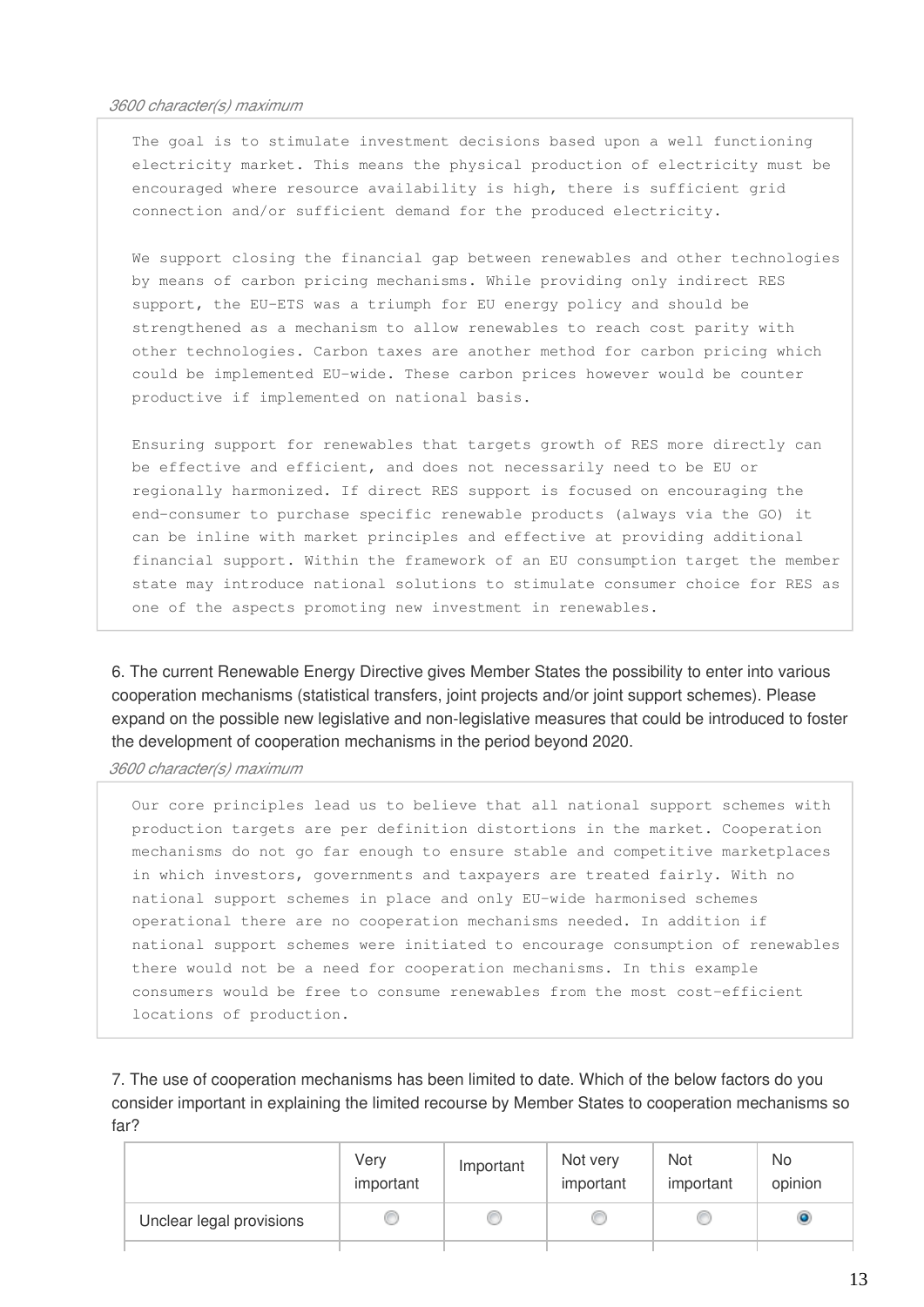*3600 character(s) maximum*

The goal is to stimulate investment decisions based upon a well functioning electricity market. This means the physical production of electricity must be encouraged where resource availability is high, there is sufficient grid connection and/or sufficient demand for the produced electricity.

We support closing the financial gap between renewables and other technologies by means of carbon pricing mechanisms. While providing only indirect RES support, the EU-ETS was a triumph for EU energy policy and should be strengthened as a mechanism to allow renewables to reach cost parity with other technologies. Carbon taxes are another method for carbon pricing which could be implemented EU-wide. These carbon prices however would be counter productive if implemented on national basis.

Ensuring support for renewables that targets growth of RES more directly can be effective and efficient, and does not necessarily need to be EU or regionally harmonized. If direct RES support is focused on encouraging the end-consumer to purchase specific renewable products (always via the GO) it can be inline with market principles and effective at providing additional financial support. Within the framework of an EU consumption target the member state may introduce national solutions to stimulate consumer choice for RES as one of the aspects promoting new investment in renewables.

6. The current Renewable Energy Directive gives Member States the possibility to enter into various cooperation mechanisms (statistical transfers, joint projects and/or joint support schemes). Please expand on the possible new legislative and non-legislative measures that could be introduced to foster the development of cooperation mechanisms in the period beyond 2020.

*3600 character(s) maximum*

Our core principles lead us to believe that all national support schemes with production targets are per definition distortions in the market. Cooperation mechanisms do not go far enough to ensure stable and competitive marketplaces in which investors, governments and taxpayers are treated fairly. With no national support schemes in place and only EU-wide harmonised schemes operational there are no cooperation mechanisms needed. In addition if national support schemes were initiated to encourage consumption of renewables there would not be a need for cooperation mechanisms. In this example consumers would be free to consume renewables from the most cost-efficient locations of production.

7. The use of cooperation mechanisms has been limited to date. Which of the below factors do you consider important in explaining the limited recourse by Member States to cooperation mechanisms so far?

| | Very important | Important | Not very important | Not important | No opinion |
|---|---|---|---|---|---|
| Unclear legal provisions | ○ | ○ | ○ | ○ | ● |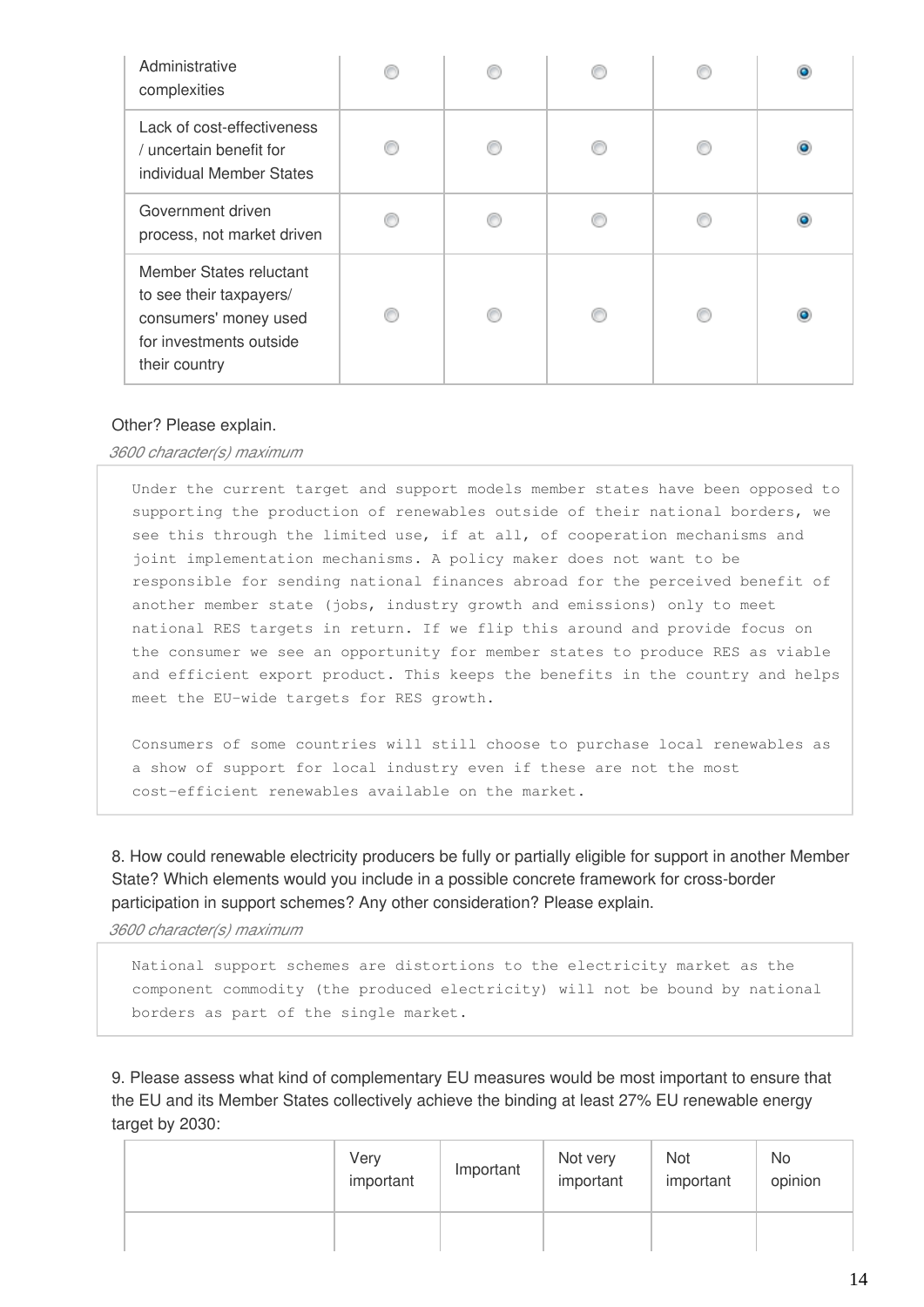| | | | | | |
|---|---|---|---|---|---|
| Administrative complexities | ○ | ○ | ○ | ○ | ● |
| Lack of cost-effectiveness / uncertain benefit for individual Member States | ○ | ○ | ○ | ○ | ● |
| Government driven process, not market driven | ○ | ○ | ○ | ○ | ● |
| Member States reluctant to see their taxpayers/ consumers' money used for investments outside their country | ○ | ○ | ○ | ○ | ● |

Other? Please explain.

*3600 character(s) maximum*

Under the current target and support models member states have been opposed to supporting the production of renewables outside of their national borders, we see this through the limited use, if at all, of cooperation mechanisms and joint implementation mechanisms. A policy maker does not want to be responsible for sending national finances abroad for the perceived benefit of another member state (jobs, industry growth and emissions) only to meet national RES targets in return. If we flip this around and provide focus on the consumer we see an opportunity for member states to produce RES as viable and efficient export product. This keeps the benefits in the country and helps meet the EU-wide targets for RES growth.

Consumers of some countries will still choose to purchase local renewables as a show of support for local industry even if these are not the most cost-efficient renewables available on the market.

8. How could renewable electricity producers be fully or partially eligible for support in another Member State? Which elements would you include in a possible concrete framework for cross-border participation in support schemes? Any other consideration? Please explain.

*3600 character(s) maximum*

National support schemes are distortions to the electricity market as the component commodity (the produced electricity) will not be bound by national borders as part of the single market.

9. Please assess what kind of complementary EU measures would be most important to ensure that the EU and its Member States collectively achieve the binding at least 27% EU renewable energy target by 2030:

| | Very important | Important | Not very important | Not important | No opinion |
|---|---|---|---|---|---|
| | | | | | |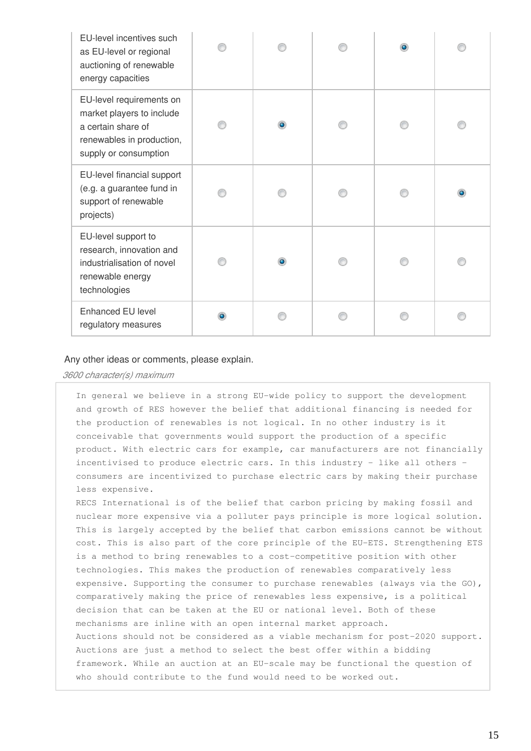| | | | | | |
|---|---|---|---|---|---|
| EU-level incentives such as EU-level or regional auctioning of renewable energy capacities | ○ | ○ | ○ | ◉ | ○ |
| EU-level requirements on market players to include a certain share of renewables in production, supply or consumption | ○ | ◉ | ○ | ○ | ○ |
| EU-level financial support (e.g. a guarantee fund in support of renewable projects) | ○ | ○ | ○ | ○ | ◉ |
| EU-level support to research, innovation and industrialisation of novel renewable energy technologies | ○ | ◉ | ○ | ○ | ○ |
| Enhanced EU level regulatory measures | ◉ | ○ | ○ | ○ | ○ |

Any other ideas or comments, please explain.

*3600 character(s) maximum*

In general we believe in a strong EU-wide policy to support the development and growth of RES however the belief that additional financing is needed for the production of renewables is not logical. In no other industry is it conceivable that governments would support the production of a specific product. With electric cars for example, car manufacturers are not financially incentivised to produce electric cars. In this industry - like all others - consumers are incentivized to purchase electric cars by making their purchase less expensive.

RECS International is of the belief that carbon pricing by making fossil and nuclear more expensive via a polluter pays principle is more logical solution. This is largely accepted by the belief that carbon emissions cannot be without cost. This is also part of the core principle of the EU-ETS. Strengthening ETS is a method to bring renewables to a cost-competitive position with other technologies. This makes the production of renewables comparatively less expensive. Supporting the consumer to purchase renewables (always via the GO), comparatively making the price of renewables less expensive, is a political decision that can be taken at the EU or national level. Both of these mechanisms are inline with an open internal market approach.

Auctions should not be considered as a viable mechanism for post-2020 support. Auctions are just a method to select the best offer within a bidding framework. While an auction at an EU-scale may be functional the question of who should contribute to the fund would need to be worked out.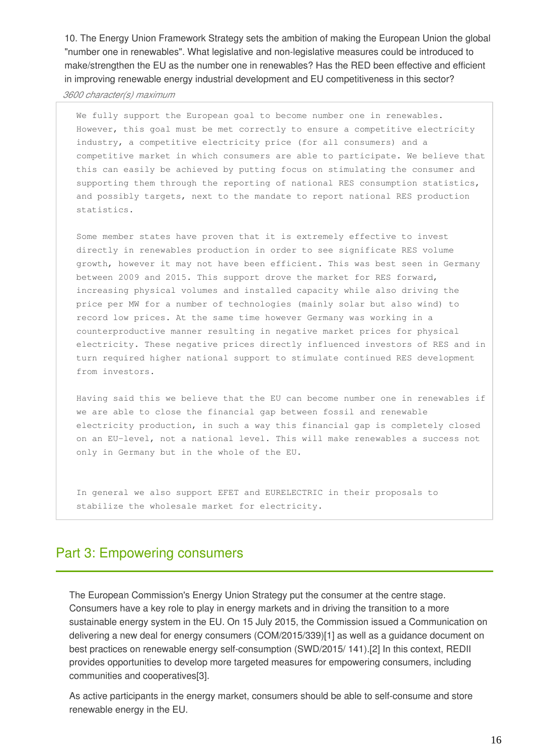10. The Energy Union Framework Strategy sets the ambition of making the European Union the global "number one in renewables". What legislative and non-legislative measures could be introduced to make/strengthen the EU as the number one in renewables? Has the RED been effective and efficient in improving renewable energy industrial development and EU competitiveness in this sector?

*3600 character(s) maximum*

We fully support the European goal to become number one in renewables. However, this goal must be met correctly to ensure a competitive electricity industry, a competitive electricity price (for all consumers) and a competitive market in which consumers are able to participate. We believe that this can easily be achieved by putting focus on stimulating the consumer and supporting them through the reporting of national RES consumption statistics, and possibly targets, next to the mandate to report national RES production statistics.

Some member states have proven that it is extremely effective to invest directly in renewables production in order to see significate RES volume growth, however it may not have been efficient. This was best seen in Germany between 2009 and 2015. This support drove the market for RES forward, increasing physical volumes and installed capacity while also driving the price per MW for a number of technologies (mainly solar but also wind) to record low prices. At the same time however Germany was working in a counterproductive manner resulting in negative market prices for physical electricity. These negative prices directly influenced investors of RES and in turn required higher national support to stimulate continued RES development from investors.

Having said this we believe that the EU can become number one in renewables if we are able to close the financial gap between fossil and renewable electricity production, in such a way this financial gap is completely closed on an EU-level, not a national level. This will make renewables a success not only in Germany but in the whole of the EU.

In general we also support EFET and EURELECTRIC in their proposals to stabilize the wholesale market for electricity.

## Part 3: Empowering consumers

The European Commission's Energy Union Strategy put the consumer at the centre stage. Consumers have a key role to play in energy markets and in driving the transition to a more sustainable energy system in the EU. On 15 July 2015, the Commission issued a Communication on delivering a new deal for energy consumers (COM/2015/339)[1] as well as a guidance document on best practices on renewable energy self-consumption (SWD/2015/ 141).[2] In this context, REDII provides opportunities to develop more targeted measures for empowering consumers, including communities and cooperatives[3].

As active participants in the energy market, consumers should be able to self-consume and store renewable energy in the EU.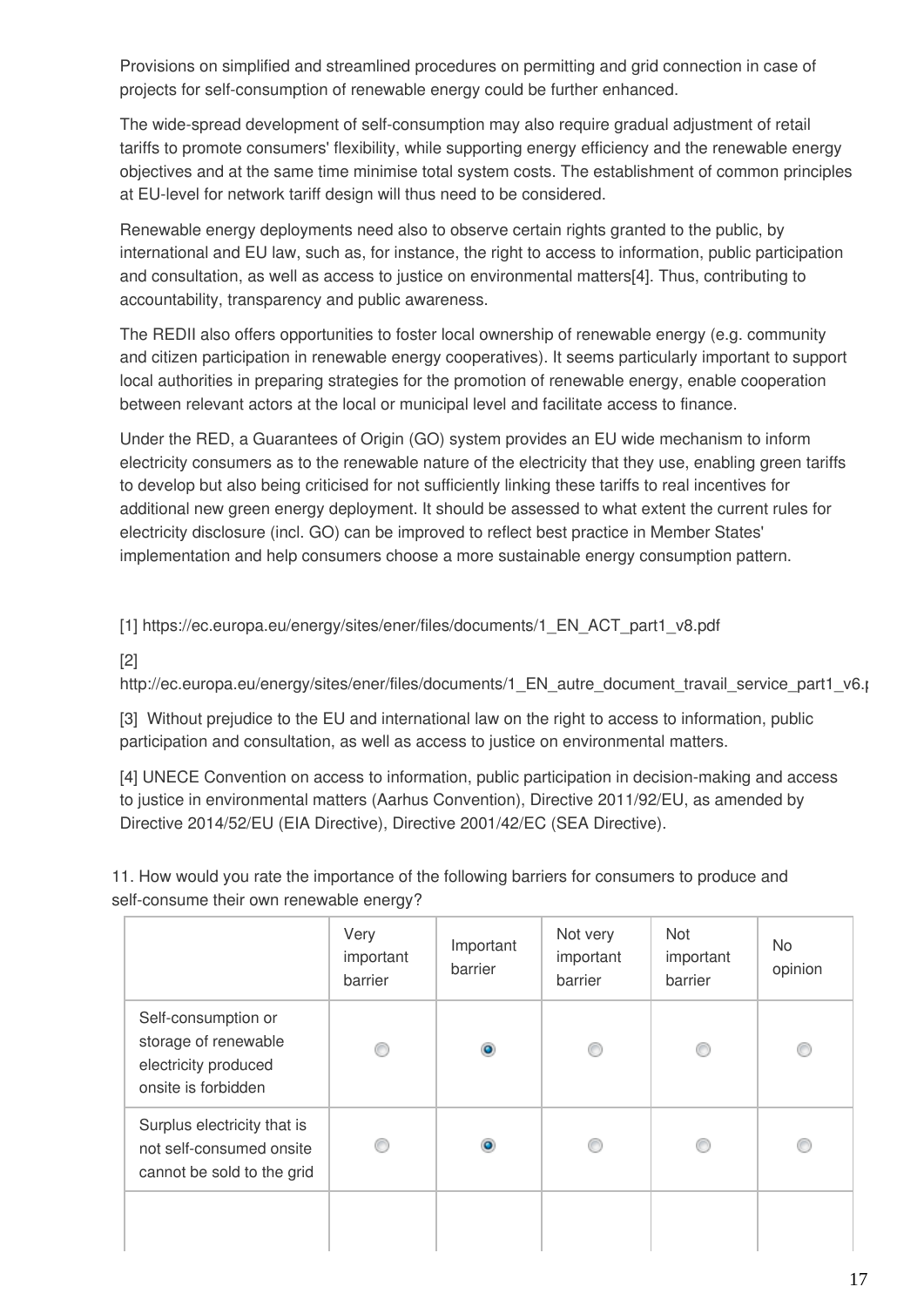Provisions on simplified and streamlined procedures on permitting and grid connection in case of projects for self-consumption of renewable energy could be further enhanced.

The wide-spread development of self-consumption may also require gradual adjustment of retail tariffs to promote consumers' flexibility, while supporting energy efficiency and the renewable energy objectives and at the same time minimise total system costs. The establishment of common principles at EU-level for network tariff design will thus need to be considered.

Renewable energy deployments need also to observe certain rights granted to the public, by international and EU law, such as, for instance, the right to access to information, public participation and consultation, as well as access to justice on environmental matters[4]. Thus, contributing to accountability, transparency and public awareness.

The REDII also offers opportunities to foster local ownership of renewable energy (e.g. community and citizen participation in renewable energy cooperatives). It seems particularly important to support local authorities in preparing strategies for the promotion of renewable energy, enable cooperation between relevant actors at the local or municipal level and facilitate access to finance.

Under the RED, a Guarantees of Origin (GO) system provides an EU wide mechanism to inform electricity consumers as to the renewable nature of the electricity that they use, enabling green tariffs to develop but also being criticised for not sufficiently linking these tariffs to real incentives for additional new green energy deployment. It should be assessed to what extent the current rules for electricity disclosure (incl. GO) can be improved to reflect best practice in Member States' implementation and help consumers choose a more sustainable energy consumption pattern.

[1] https://ec.europa.eu/energy/sites/ener/files/documents/1_EN_ACT_part1_v8.pdf

[2] http://ec.europa.eu/energy/sites/ener/files/documents/1_EN_autre_document_travail_service_part1_v6.p

[3] Without prejudice to the EU and international law on the right to access to information, public participation and consultation, as well as access to justice on environmental matters.

[4] UNECE Convention on access to information, public participation in decision-making and access to justice in environmental matters (Aarhus Convention), Directive 2011/92/EU, as amended by Directive 2014/52/EU (EIA Directive), Directive 2001/42/EC (SEA Directive).

11. How would you rate the importance of the following barriers for consumers to produce and self-consume their own renewable energy?

| | Very important barrier | Important barrier | Not very important barrier | Not important barrier | No opinion |
|---|---|---|---|---|---|
| Self-consumption or storage of renewable electricity produced onsite is forbidden | ○ | ● | ○ | ○ | ○ |
| Surplus electricity that is not self-consumed onsite cannot be sold to the grid | ○ | ● | ○ | ○ | ○ |
| | | | | | |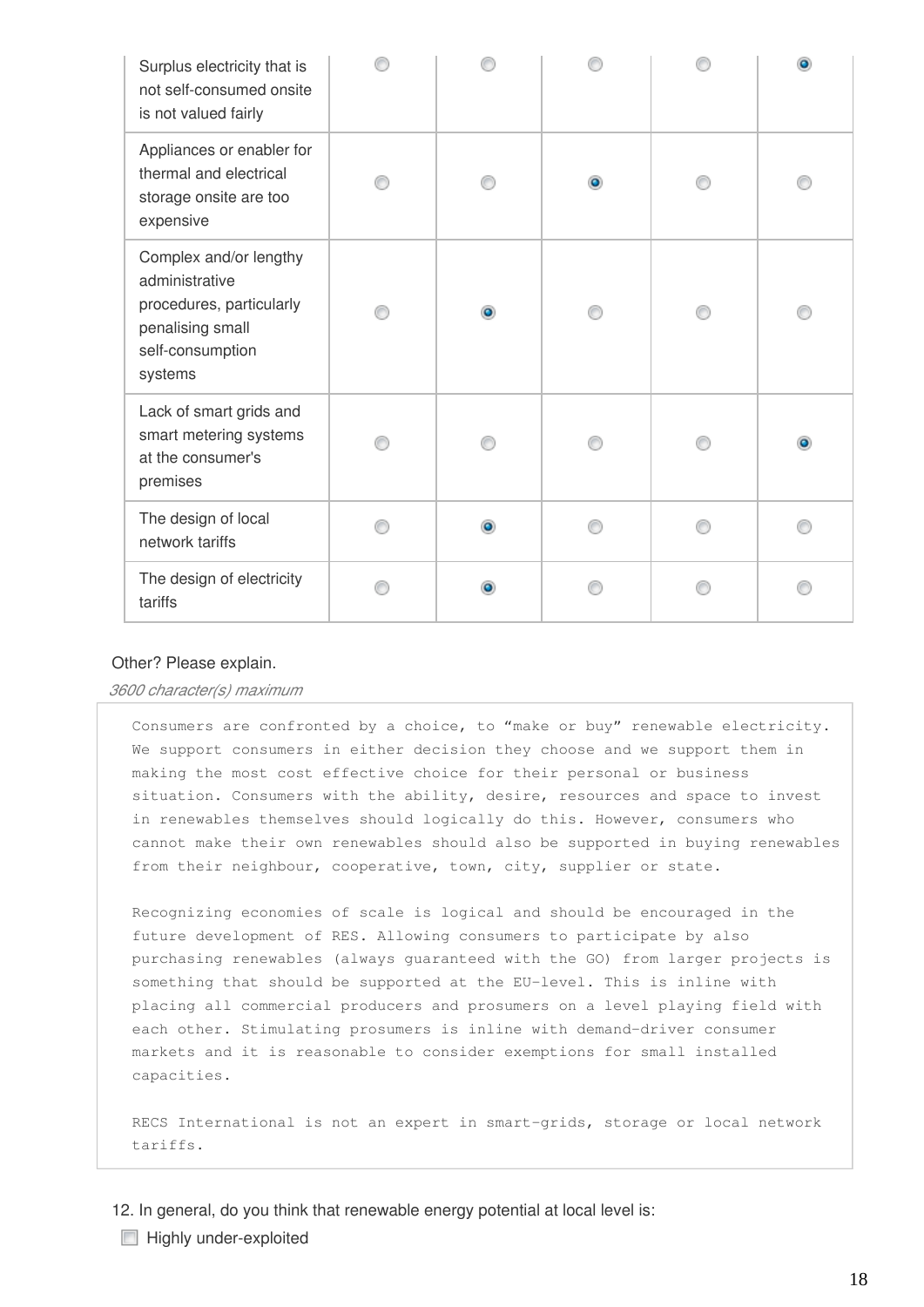| | | | | | |
|---|---|---|---|---|---|
| Surplus electricity that is not self-consumed onsite is not valued fairly | ○ | ○ | ○ | ○ | ● |
| Appliances or enabler for thermal and electrical storage onsite are too expensive | ○ | ○ | ● | ○ | ○ |
| Complex and/or lengthy administrative procedures, particularly penalising small self-consumption systems | ○ | ● | ○ | ○ | ○ |
| Lack of smart grids and smart metering systems at the consumer's premises | ○ | ○ | ○ | ○ | ● |
| The design of local network tariffs | ○ | ● | ○ | ○ | ○ |
| The design of electricity tariffs | ○ | ● | ○ | ○ | ○ |

Other? Please explain.

*3600 character(s) maximum*

Consumers are confronted by a choice, to "make or buy" renewable electricity. We support consumers in either decision they choose and we support them in making the most cost effective choice for their personal or business situation. Consumers with the ability, desire, resources and space to invest in renewables themselves should logically do this. However, consumers who cannot make their own renewables should also be supported in buying renewables from their neighbour, cooperative, town, city, supplier or state.

Recognizing economies of scale is logical and should be encouraged in the future development of RES. Allowing consumers to participate by also purchasing renewables (always guaranteed with the GO) from larger projects is something that should be supported at the EU-level. This is inline with placing all commercial producers and prosumers on a level playing field with each other. Stimulating prosumers is inline with demand-driver consumer markets and it is reasonable to consider exemptions for small installed capacities.

RECS International is not an expert in smart-grids, storage or local network tariffs.

12. In general, do you think that renewable energy potential at local level is:

- [ ] Highly under-exploited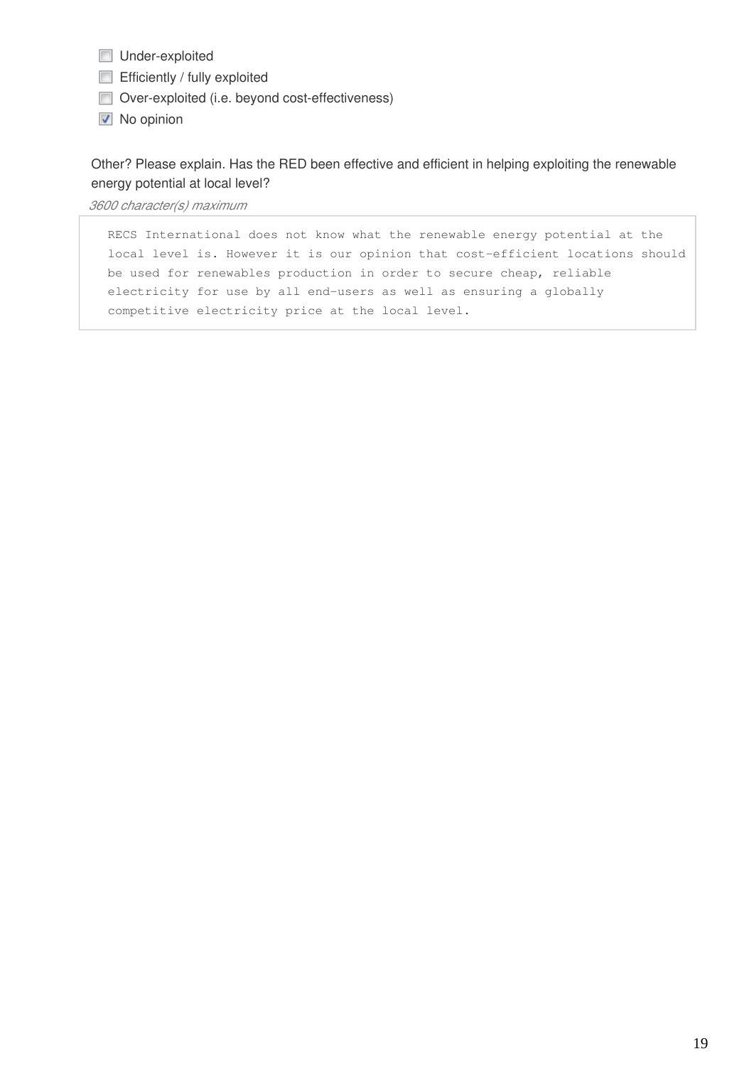- [ ] Under-exploited
- [ ] Efficiently / fully exploited
- [ ] Over-exploited (i.e. beyond cost-effectiveness)
- [x] No opinion

Other? Please explain. Has the RED been effective and efficient in helping exploiting the renewable energy potential at local level?

*3600 character(s) maximum*

```
RECS International does not know what the renewable energy potential at the
local level is. However it is our opinion that cost-efficient locations should
be used for renewables production in order to secure cheap, reliable
electricity for use by all end-users as well as ensuring a globally
competitive electricity price at the local level.
```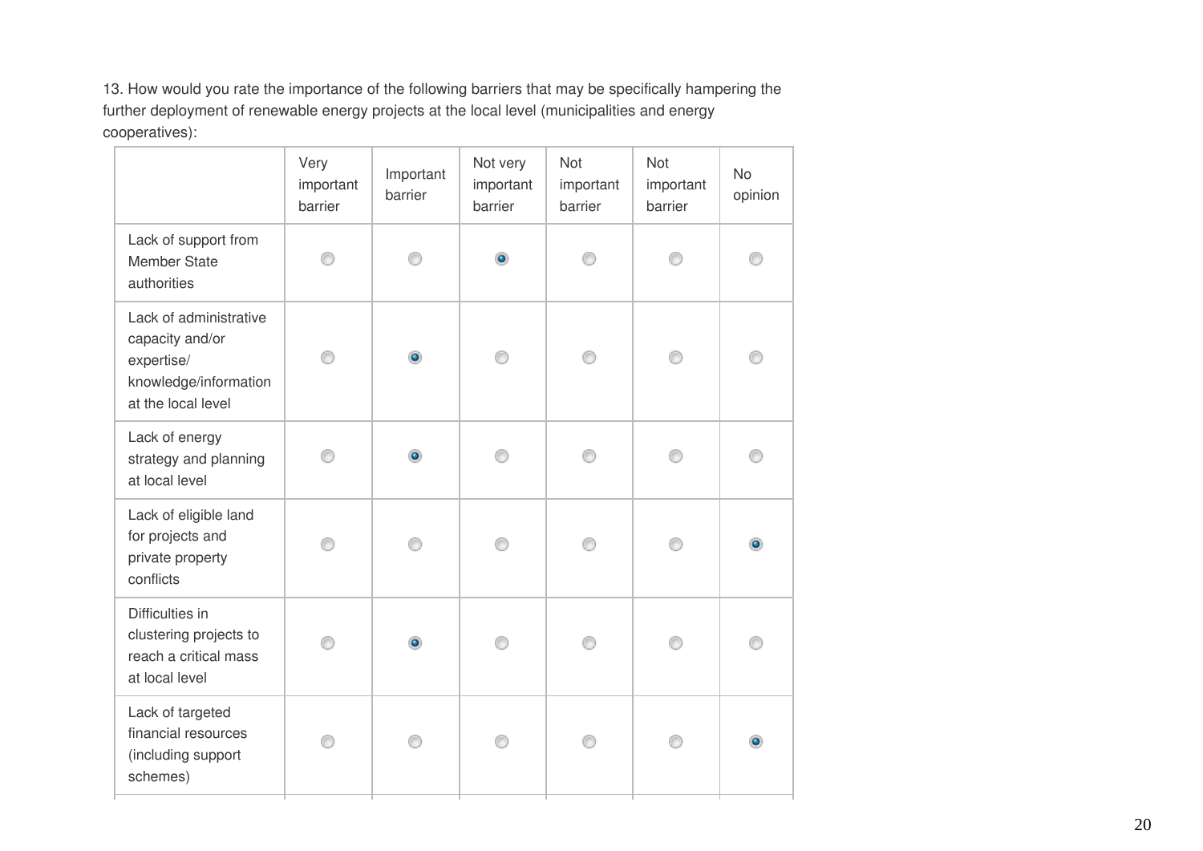13. How would you rate the importance of the following barriers that may be specifically hampering the further deployment of renewable energy projects at the local level (municipalities and energy cooperatives):

| | Very important barrier | Important barrier | Not very important barrier | Not important barrier | Not important barrier | No opinion |
|---|---|---|---|---|---|---|
| Lack of support from Member State authorities | ○ | ○ | ● | ○ | ○ | ○ |
| Lack of administrative capacity and/or expertise/ knowledge/information at the local level | ○ | ● | ○ | ○ | ○ | ○ |
| Lack of energy strategy and planning at local level | ○ | ● | ○ | ○ | ○ | ○ |
| Lack of eligible land for projects and private property conflicts | ○ | ○ | ○ | ○ | ○ | ● |
| Difficulties in clustering projects to reach a critical mass at local level | ○ | ● | ○ | ○ | ○ | ○ |
| Lack of targeted financial resources (including support schemes) | ○ | ○ | ○ | ○ | ○ | ● |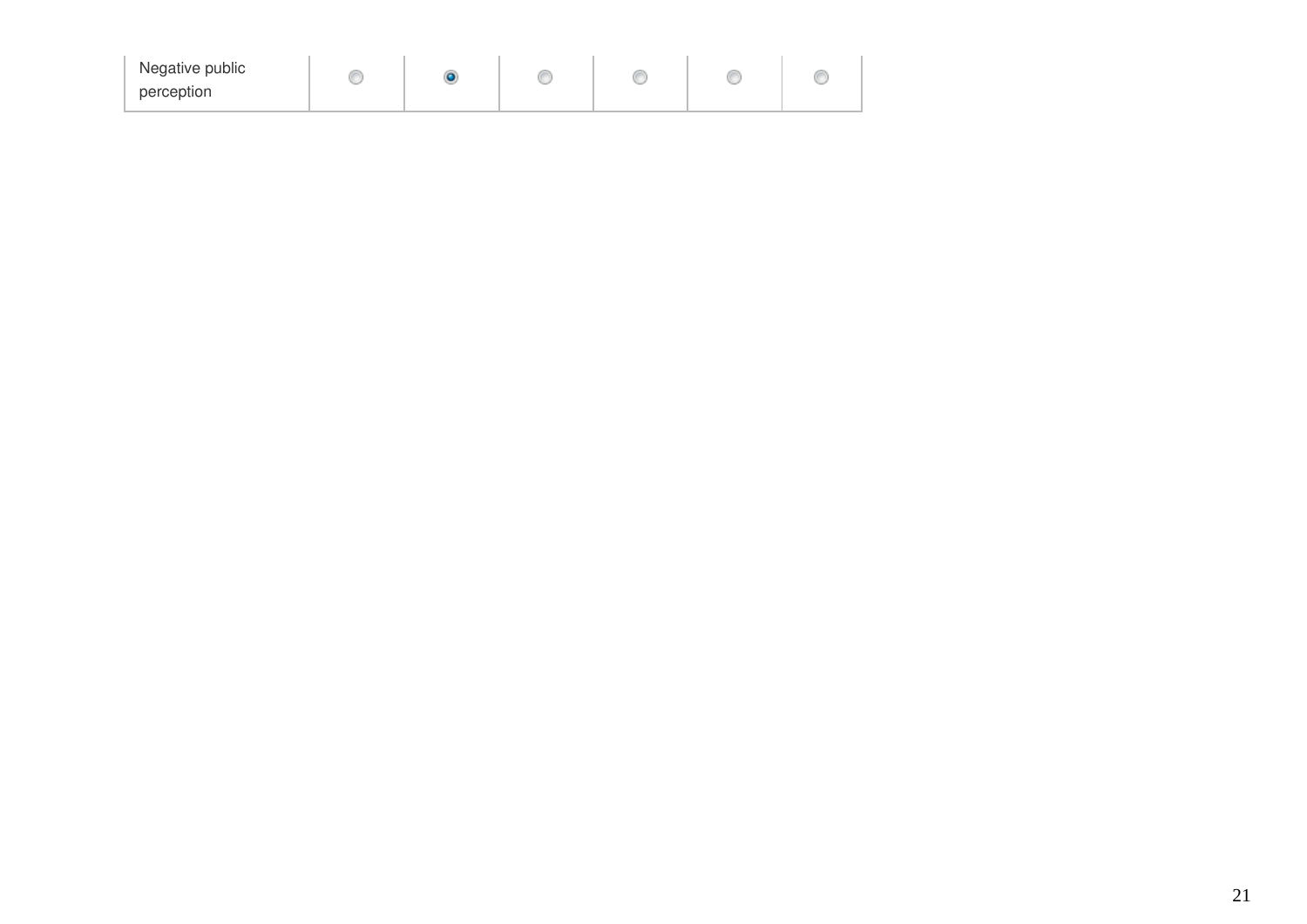| | | | | | | |
|---|---|---|---|---|---|---|
| Negative public perception | ○ | ● | ○ | ○ | ○ | ○ |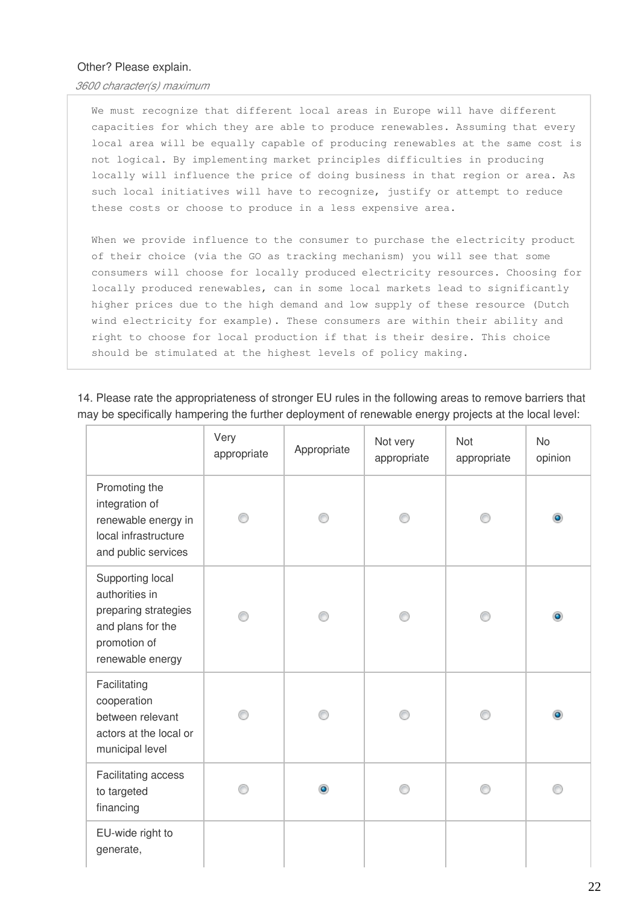Other? Please explain.

*3600 character(s) maximum*

```
We must recognize that different local areas in Europe will have different
capacities for which they are able to produce renewables. Assuming that every
local area will be equally capable of producing renewables at the same cost is
not logical. By implementing market principles difficulties in producing
locally will influence the price of doing business in that region or area. As
such local initiatives will have to recognize, justify or attempt to reduce
these costs or choose to produce in a less expensive area.

When we provide influence to the consumer to purchase the electricity product
of their choice (via the GO as tracking mechanism) you will see that some
consumers will choose for locally produced electricity resources. Choosing for
locally produced renewables, can in some local markets lead to significantly
higher prices due to the high demand and low supply of these resource (Dutch
wind electricity for example). These consumers are within their ability and
right to choose for local production if that is their desire. This choice
should be stimulated at the highest levels of policy making.
```

14. Please rate the appropriateness of stronger EU rules in the following areas to remove barriers that may be specifically hampering the further deployment of renewable energy projects at the local level:

| | Very appropriate | Appropriate | Not very appropriate | Not appropriate | No opinion |
|---|---|---|---|---|---|
| Promoting the integration of renewable energy in local infrastructure and public services | ○ | ○ | ○ | ○ | ◉ |
| Supporting local authorities in preparing strategies and plans for the promotion of renewable energy | ○ | ○ | ○ | ○ | ◉ |
| Facilitating cooperation between relevant actors at the local or municipal level | ○ | ○ | ○ | ○ | ◉ |
| Facilitating access to targeted financing | ○ | ◉ | ○ | ○ | ○ |
| EU-wide right to generate, | | | | | |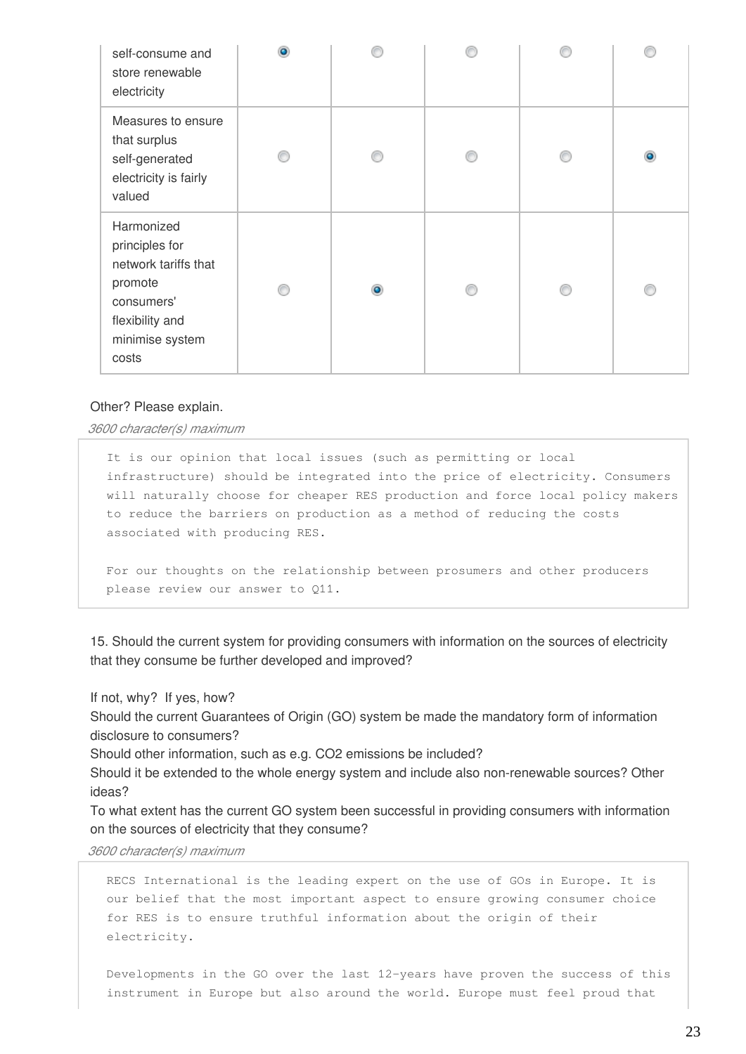| | | | | | |
|---|---|---|---|---|---|
| self-consume and store renewable electricity | ◉ | ○ | ○ | ○ | ○ |
| Measures to ensure that surplus self-generated electricity is fairly valued | ○ | ○ | ○ | ○ | ◉ |
| Harmonized principles for network tariffs that promote consumers' flexibility and minimise system costs | ○ | ◉ | ○ | ○ | ○ |

Other? Please explain.

*3600 character(s) maximum*

```
It is our opinion that local issues (such as permitting or local
infrastructure) should be integrated into the price of electricity. Consumers
will naturally choose for cheaper RES production and force local policy makers
to reduce the barriers on production as a method of reducing the costs
associated with producing RES.

For our thoughts on the relationship between prosumers and other producers
please review our answer to Q11.
```

15. Should the current system for providing consumers with information on the sources of electricity that they consume be further developed and improved?

If not, why? If yes, how?
Should the current Guarantees of Origin (GO) system be made the mandatory form of information disclosure to consumers?
Should other information, such as e.g. CO2 emissions be included?
Should it be extended to the whole energy system and include also non-renewable sources? Other ideas?
To what extent has the current GO system been successful in providing consumers with information on the sources of electricity that they consume?

*3600 character(s) maximum*

```
RECS International is the leading expert on the use of GOs in Europe. It is
our belief that the most important aspect to ensure growing consumer choice
for RES is to ensure truthful information about the origin of their
electricity.

Developments in the GO over the last 12-years have proven the success of this
instrument in Europe but also around the world. Europe must feel proud that
```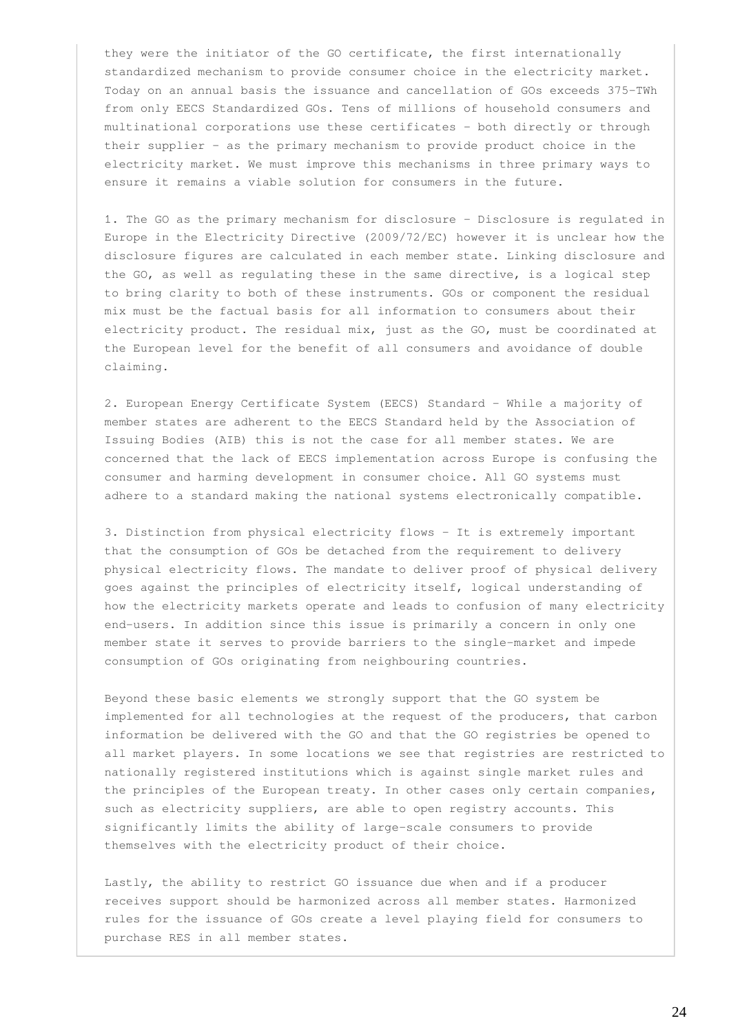they were the initiator of the GO certificate, the first internationally standardized mechanism to provide consumer choice in the electricity market. Today on an annual basis the issuance and cancellation of GOs exceeds 375-TWh from only EECS Standardized GOs. Tens of millions of household consumers and multinational corporations use these certificates - both directly or through their supplier - as the primary mechanism to provide product choice in the electricity market. We must improve this mechanisms in three primary ways to ensure it remains a viable solution for consumers in the future.

1. The GO as the primary mechanism for disclosure - Disclosure is regulated in Europe in the Electricity Directive (2009/72/EC) however it is unclear how the disclosure figures are calculated in each member state. Linking disclosure and the GO, as well as regulating these in the same directive, is a logical step to bring clarity to both of these instruments. GOs or component the residual mix must be the factual basis for all information to consumers about their electricity product. The residual mix, just as the GO, must be coordinated at the European level for the benefit of all consumers and avoidance of double claiming.

2. European Energy Certificate System (EECS) Standard - While a majority of member states are adherent to the EECS Standard held by the Association of Issuing Bodies (AIB) this is not the case for all member states. We are concerned that the lack of EECS implementation across Europe is confusing the consumer and harming development in consumer choice. All GO systems must adhere to a standard making the national systems electronically compatible.

3. Distinction from physical electricity flows - It is extremely important that the consumption of GOs be detached from the requirement to delivery physical electricity flows. The mandate to deliver proof of physical delivery goes against the principles of electricity itself, logical understanding of how the electricity markets operate and leads to confusion of many electricity end-users. In addition since this issue is primarily a concern in only one member state it serves to provide barriers to the single-market and impede consumption of GOs originating from neighbouring countries.

Beyond these basic elements we strongly support that the GO system be implemented for all technologies at the request of the producers, that carbon information be delivered with the GO and that the GO registries be opened to all market players. In some locations we see that registries are restricted to nationally registered institutions which is against single market rules and the principles of the European treaty. In other cases only certain companies, such as electricity suppliers, are able to open registry accounts. This significantly limits the ability of large-scale consumers to provide themselves with the electricity product of their choice.

Lastly, the ability to restrict GO issuance due when and if a producer receives support should be harmonized across all member states. Harmonized rules for the issuance of GOs create a level playing field for consumers to purchase RES in all member states.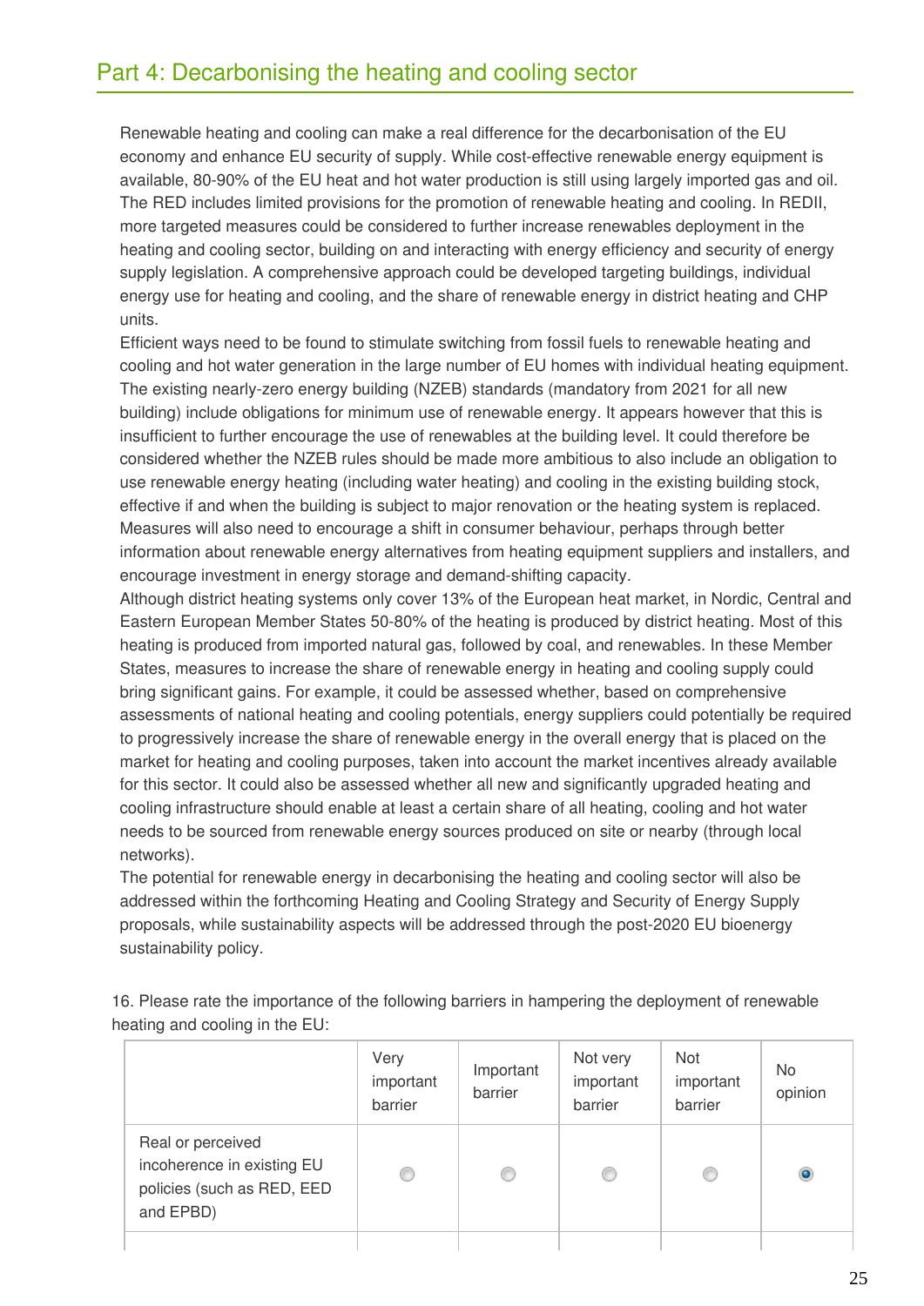## Part 4: Decarbonising the heating and cooling sector

Renewable heating and cooling can make a real difference for the decarbonisation of the EU economy and enhance EU security of supply. While cost-effective renewable energy equipment is available, 80-90% of the EU heat and hot water production is still using largely imported gas and oil. The RED includes limited provisions for the promotion of renewable heating and cooling. In REDII, more targeted measures could be considered to further increase renewables deployment in the heating and cooling sector, building on and interacting with energy efficiency and security of energy supply legislation. A comprehensive approach could be developed targeting buildings, individual energy use for heating and cooling, and the share of renewable energy in district heating and CHP units.

Efficient ways need to be found to stimulate switching from fossil fuels to renewable heating and cooling and hot water generation in the large number of EU homes with individual heating equipment. The existing nearly-zero energy building (NZEB) standards (mandatory from 2021 for all new building) include obligations for minimum use of renewable energy. It appears however that this is insufficient to further encourage the use of renewables at the building level. It could therefore be considered whether the NZEB rules should be made more ambitious to also include an obligation to use renewable energy heating (including water heating) and cooling in the existing building stock, effective if and when the building is subject to major renovation or the heating system is replaced. Measures will also need to encourage a shift in consumer behaviour, perhaps through better information about renewable energy alternatives from heating equipment suppliers and installers, and encourage investment in energy storage and demand-shifting capacity.

Although district heating systems only cover 13% of the European heat market, in Nordic, Central and Eastern European Member States 50-80% of the heating is produced by district heating. Most of this heating is produced from imported natural gas, followed by coal, and renewables. In these Member States, measures to increase the share of renewable energy in heating and cooling supply could bring significant gains. For example, it could be assessed whether, based on comprehensive assessments of national heating and cooling potentials, energy suppliers could potentially be required to progressively increase the share of renewable energy in the overall energy that is placed on the market for heating and cooling purposes, taken into account the market incentives already available for this sector. It could also be assessed whether all new and significantly upgraded heating and cooling infrastructure should enable at least a certain share of all heating, cooling and hot water needs to be sourced from renewable energy sources produced on site or nearby (through local networks).

The potential for renewable energy in decarbonising the heating and cooling sector will also be addressed within the forthcoming Heating and Cooling Strategy and Security of Energy Supply proposals, while sustainability aspects will be addressed through the post-2020 EU bioenergy sustainability policy.

16. Please rate the importance of the following barriers in hampering the deployment of renewable heating and cooling in the EU:

| | Very important barrier | Important barrier | Not very important barrier | Not important barrier | No opinion |
|---|---|---|---|---|---|
| Real or perceived incoherence in existing EU policies (such as RED, EED and EPBD) | ○ | ○ | ○ | ○ | ◉ |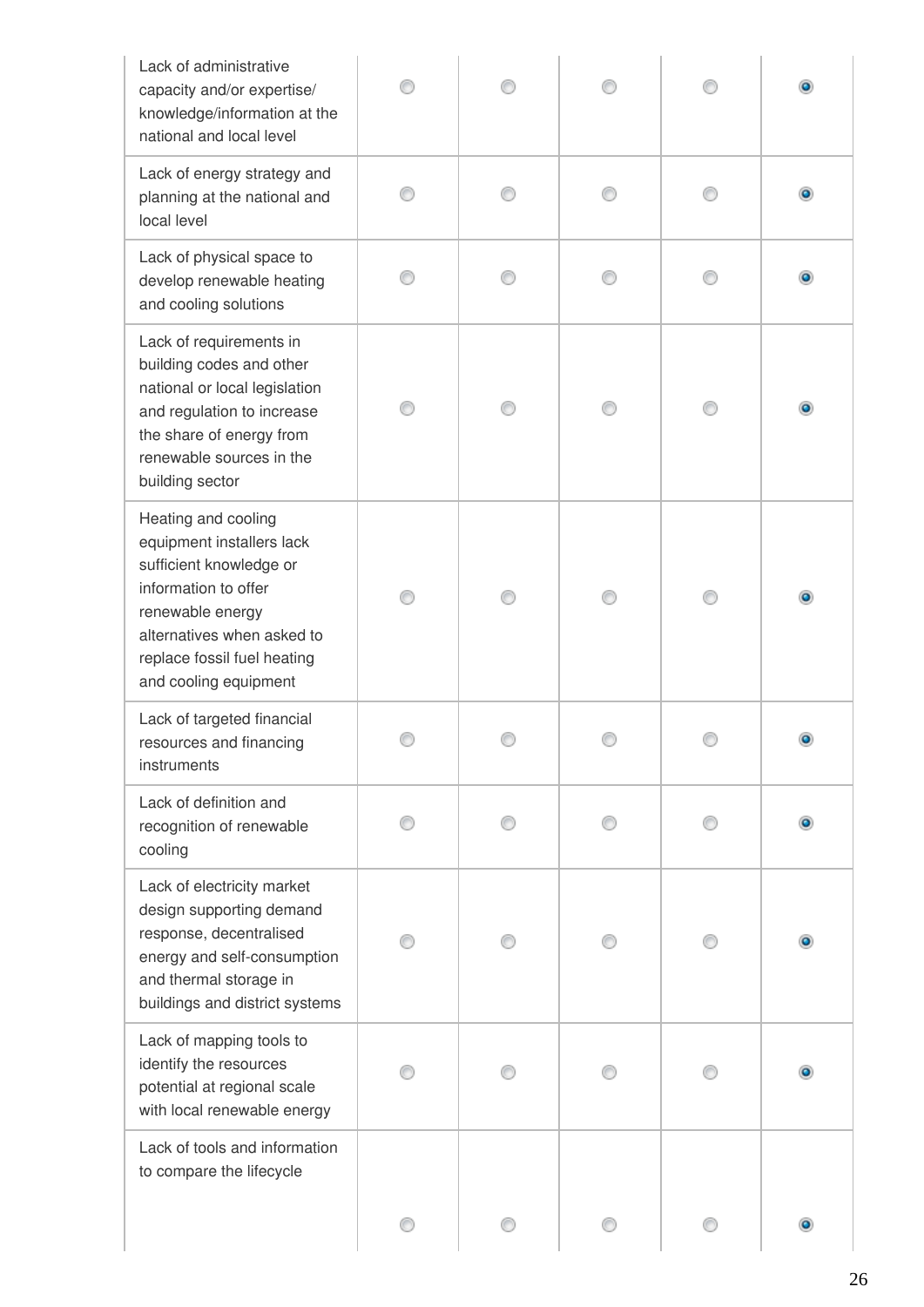| | | | | | |
|---|---|---|---|---|---|
| Lack of administrative capacity and/or expertise/ knowledge/information at the national and local level | ◯ | ◯ | ◯ | ◯ | ◉ |
| Lack of energy strategy and planning at the national and local level | ◯ | ◯ | ◯ | ◯ | ◉ |
| Lack of physical space to develop renewable heating and cooling solutions | ◯ | ◯ | ◯ | ◯ | ◉ |
| Lack of requirements in building codes and other national or local legislation and regulation to increase the share of energy from renewable sources in the building sector | ◯ | ◯ | ◯ | ◯ | ◉ |
| Heating and cooling equipment installers lack sufficient knowledge or information to offer renewable energy alternatives when asked to replace fossil fuel heating and cooling equipment | ◯ | ◯ | ◯ | ◯ | ◉ |
| Lack of targeted financial resources and financing instruments | ◯ | ◯ | ◯ | ◯ | ◉ |
| Lack of definition and recognition of renewable cooling | ◯ | ◯ | ◯ | ◯ | ◉ |
| Lack of electricity market design supporting demand response, decentralised energy and self-consumption and thermal storage in buildings and district systems | ◯ | ◯ | ◯ | ◯ | ◉ |
| Lack of mapping tools to identify the resources potential at regional scale with local renewable energy | ◯ | ◯ | ◯ | ◯ | ◉ |
| Lack of tools and information to compare the lifecycle | ◯ | ◯ | ◯ | ◯ | ◉ |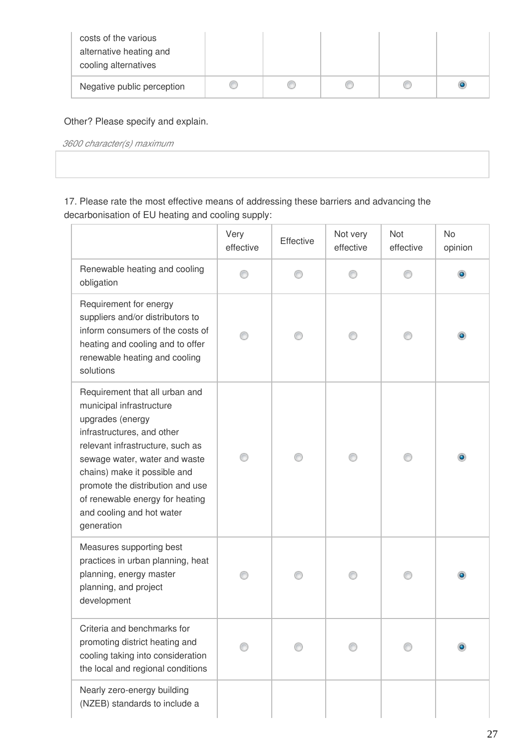| | | | | | |
|---|---|---|---|---|---|
| costs of the various alternative heating and cooling alternatives | | | | | |
| Negative public perception | ○ | ○ | ○ | ○ | ● |

Other? Please specify and explain.

*3600 character(s) maximum*

17. Please rate the most effective means of addressing these barriers and advancing the decarbonisation of EU heating and cooling supply:

| | Very effective | Effective | Not very effective | Not effective | No opinion |
|---|---|---|---|---|---|
| Renewable heating and cooling obligation | ○ | ○ | ○ | ○ | ● |
| Requirement for energy suppliers and/or distributors to inform consumers of the costs of heating and cooling and to offer renewable heating and cooling solutions | ○ | ○ | ○ | ○ | ● |
| Requirement that all urban and municipal infrastructure upgrades (energy infrastructures, and other relevant infrastructure, such as sewage water, water and waste chains) make it possible and promote the distribution and use of renewable energy for heating and cooling and hot water generation | ○ | ○ | ○ | ○ | ● |
| Measures supporting best practices in urban planning, heat planning, energy master planning, and project development | ○ | ○ | ○ | ○ | ● |
| Criteria and benchmarks for promoting district heating and cooling taking into consideration the local and regional conditions | ○ | ○ | ○ | ○ | ● |
| Nearly zero-energy building (NZEB) standards to include a | | | | | |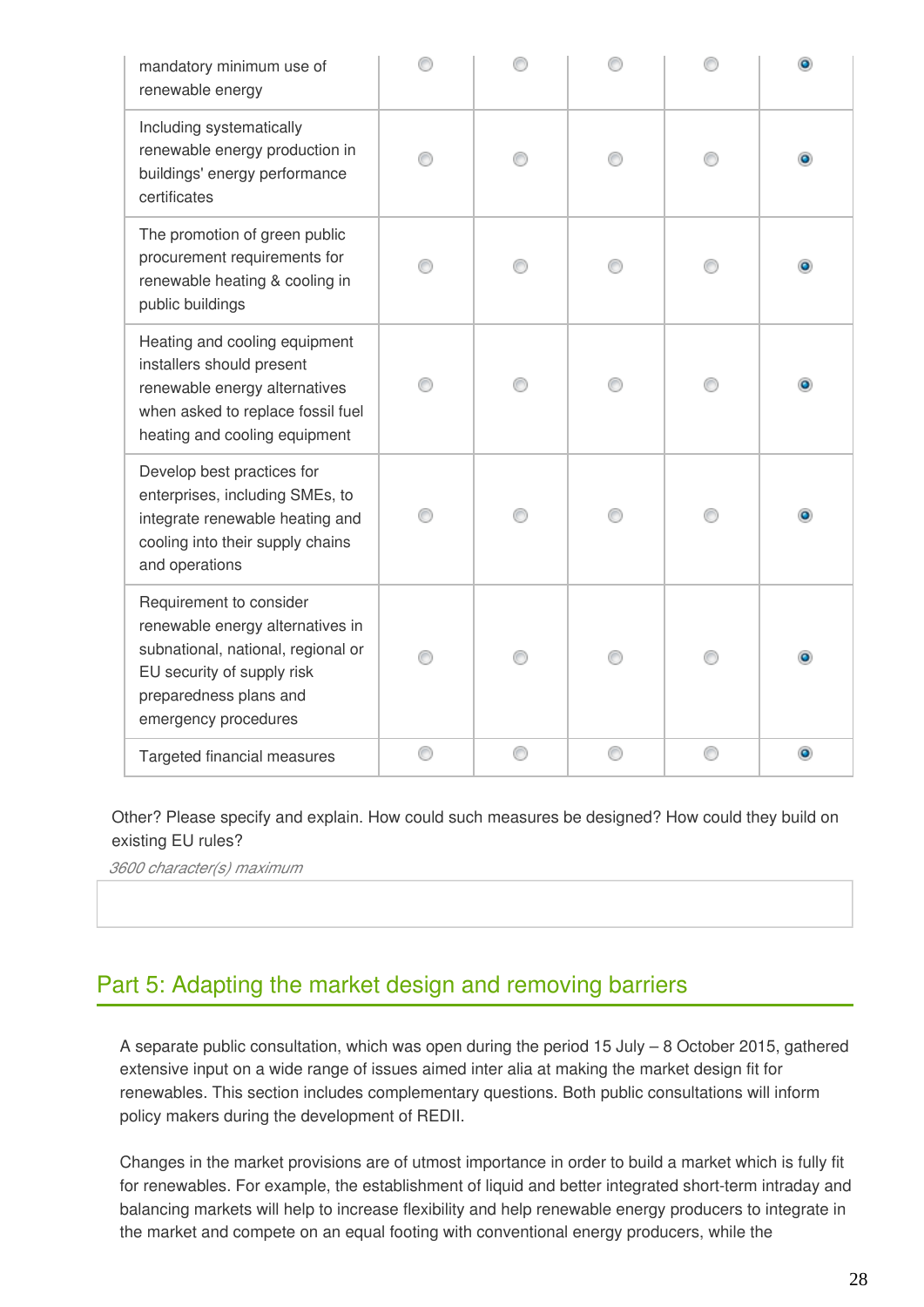| | | | | | |
|---|---|---|---|---|---|
| mandatory minimum use of renewable energy | ○ | ○ | ○ | ○ | ◉ |
| Including systematically renewable energy production in buildings' energy performance certificates | ○ | ○ | ○ | ○ | ◉ |
| The promotion of green public procurement requirements for renewable heating & cooling in public buildings | ○ | ○ | ○ | ○ | ◉ |
| Heating and cooling equipment installers should present renewable energy alternatives when asked to replace fossil fuel heating and cooling equipment | ○ | ○ | ○ | ○ | ◉ |
| Develop best practices for enterprises, including SMEs, to integrate renewable heating and cooling into their supply chains and operations | ○ | ○ | ○ | ○ | ◉ |
| Requirement to consider renewable energy alternatives in subnational, national, regional or EU security of supply risk preparedness plans and emergency procedures | ○ | ○ | ○ | ○ | ◉ |
| Targeted financial measures | ○ | ○ | ○ | ○ | ◉ |

Other? Please specify and explain. How could such measures be designed? How could they build on existing EU rules?

*3600 character(s) maximum*

## Part 5: Adapting the market design and removing barriers

A separate public consultation, which was open during the period 15 July – 8 October 2015, gathered extensive input on a wide range of issues aimed inter alia at making the market design fit for renewables. This section includes complementary questions. Both public consultations will inform policy makers during the development of REDII.

Changes in the market provisions are of utmost importance in order to build a market which is fully fit for renewables. For example, the establishment of liquid and better integrated short-term intraday and balancing markets will help to increase flexibility and help renewable energy producers to integrate in the market and compete on an equal footing with conventional energy producers, while the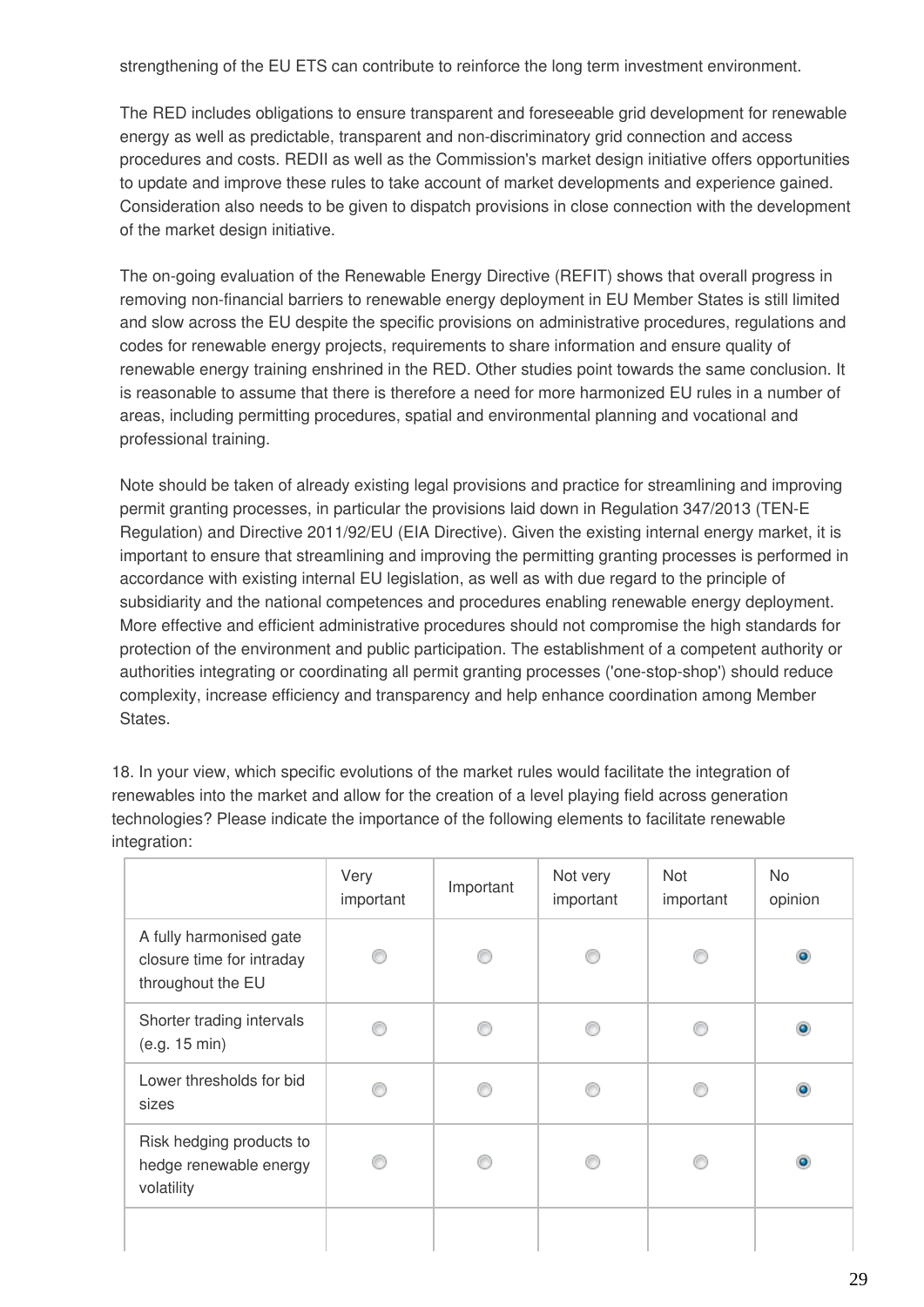strengthening of the EU ETS can contribute to reinforce the long term investment environment.

The RED includes obligations to ensure transparent and foreseeable grid development for renewable energy as well as predictable, transparent and non-discriminatory grid connection and access procedures and costs. REDII as well as the Commission's market design initiative offers opportunities to update and improve these rules to take account of market developments and experience gained. Consideration also needs to be given to dispatch provisions in close connection with the development of the market design initiative.

The on-going evaluation of the Renewable Energy Directive (REFIT) shows that overall progress in removing non-financial barriers to renewable energy deployment in EU Member States is still limited and slow across the EU despite the specific provisions on administrative procedures, regulations and codes for renewable energy projects, requirements to share information and ensure quality of renewable energy training enshrined in the RED. Other studies point towards the same conclusion. It is reasonable to assume that there is therefore a need for more harmonized EU rules in a number of areas, including permitting procedures, spatial and environmental planning and vocational and professional training.

Note should be taken of already existing legal provisions and practice for streamlining and improving permit granting processes, in particular the provisions laid down in Regulation 347/2013 (TEN-E Regulation) and Directive 2011/92/EU (EIA Directive). Given the existing internal energy market, it is important to ensure that streamlining and improving the permitting granting processes is performed in accordance with existing internal EU legislation, as well as with due regard to the principle of subsidiarity and the national competences and procedures enabling renewable energy deployment. More effective and efficient administrative procedures should not compromise the high standards for protection of the environment and public participation. The establishment of a competent authority or authorities integrating or coordinating all permit granting processes ('one-stop-shop') should reduce complexity, increase efficiency and transparency and help enhance coordination among Member States.

18. In your view, which specific evolutions of the market rules would facilitate the integration of renewables into the market and allow for the creation of a level playing field across generation technologies? Please indicate the importance of the following elements to facilitate renewable integration:

| | Very important | Important | Not very important | Not important | No opinion |
|---|---|---|---|---|---|
| A fully harmonised gate closure time for intraday throughout the EU | ○ | ○ | ○ | ○ | ◉ |
| Shorter trading intervals (e.g. 15 min) | ○ | ○ | ○ | ○ | ◉ |
| Lower thresholds for bid sizes | ○ | ○ | ○ | ○ | ◉ |
| Risk hedging products to hedge renewable energy volatility | ○ | ○ | ○ | ○ | ◉ |
| | | | | | |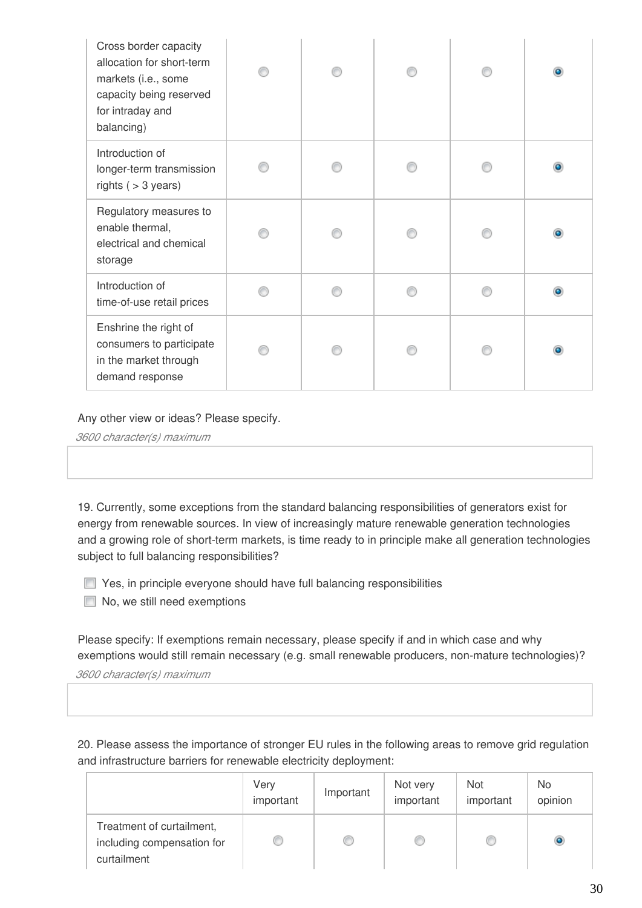| | | | | | |
|---|---|---|---|---|---|
| Cross border capacity allocation for short-term markets (i.e., some capacity being reserved for intraday and balancing) | ◯ | ◯ | ◯ | ◯ | ◉ |
| Introduction of longer-term transmission rights ( > 3 years) | ◯ | ◯ | ◯ | ◯ | ◉ |
| Regulatory measures to enable thermal, electrical and chemical storage | ◯ | ◯ | ◯ | ◯ | ◉ |
| Introduction of time-of-use retail prices | ◯ | ◯ | ◯ | ◯ | ◉ |
| Enshrine the right of consumers to participate in the market through demand response | ◯ | ◯ | ◯ | ◯ | ◉ |

Any other view or ideas? Please specify.

*3600 character(s) maximum*

19. Currently, some exceptions from the standard balancing responsibilities of generators exist for energy from renewable sources. In view of increasingly mature renewable generation technologies and a growing role of short-term markets, is time ready to in principle make all generation technologies subject to full balancing responsibilities?

- ☐ Yes, in principle everyone should have full balancing responsibilities
- ☐ No, we still need exemptions

Please specify: If exemptions remain necessary, please specify if and in which case and why exemptions would still remain necessary (e.g. small renewable producers, non-mature technologies)?

*3600 character(s) maximum*

20. Please assess the importance of stronger EU rules in the following areas to remove grid regulation and infrastructure barriers for renewable electricity deployment:

| | Very important | Important | Not very important | Not important | No opinion |
|---|---|---|---|---|---|
| Treatment of curtailment, including compensation for curtailment | ◯ | ◯ | ◯ | ◯ | ◉ |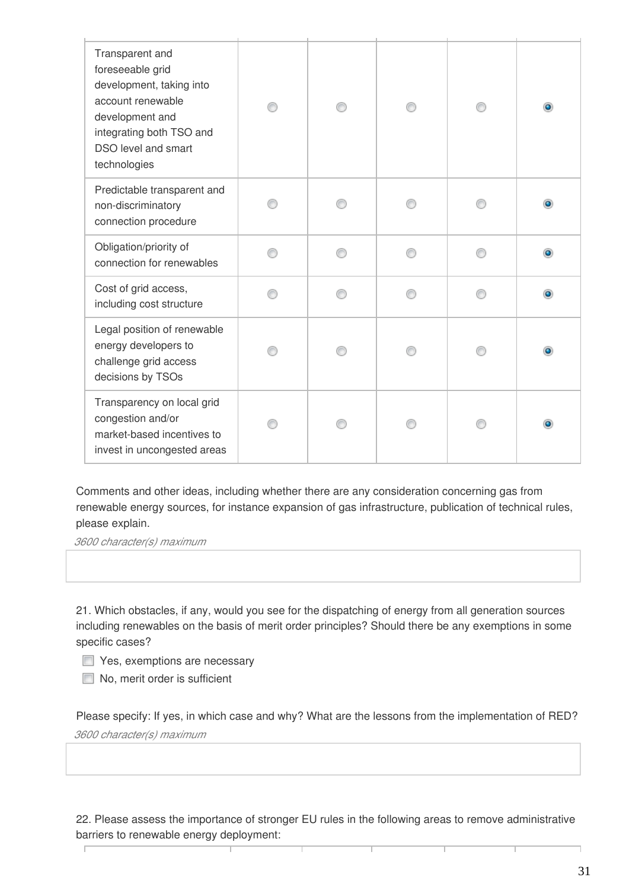| | | | | | |
|---|---|---|---|---|---|
| Transparent and foreseeable grid development, taking into account renewable development and integrating both TSO and DSO level and smart technologies | ○ | ○ | ○ | ○ | ◉ |
| Predictable transparent and non-discriminatory connection procedure | ○ | ○ | ○ | ○ | ◉ |
| Obligation/priority of connection for renewables | ○ | ○ | ○ | ○ | ◉ |
| Cost of grid access, including cost structure | ○ | ○ | ○ | ○ | ◉ |
| Legal position of renewable energy developers to challenge grid access decisions by TSOs | ○ | ○ | ○ | ○ | ◉ |
| Transparency on local grid congestion and/or market-based incentives to invest in uncongested areas | ○ | ○ | ○ | ○ | ◉ |

Comments and other ideas, including whether there are any consideration concerning gas from renewable energy sources, for instance expansion of gas infrastructure, publication of technical rules, please explain.

*3600 character(s) maximum*

21. Which obstacles, if any, would you see for the dispatching of energy from all generation sources including renewables on the basis of merit order principles? Should there be any exemptions in some specific cases?

- ☐ Yes, exemptions are necessary
- ☐ No, merit order is sufficient

Please specify: If yes, in which case and why? What are the lessons from the implementation of RED?

*3600 character(s) maximum*

22. Please assess the importance of stronger EU rules in the following areas to remove administrative barriers to renewable energy deployment: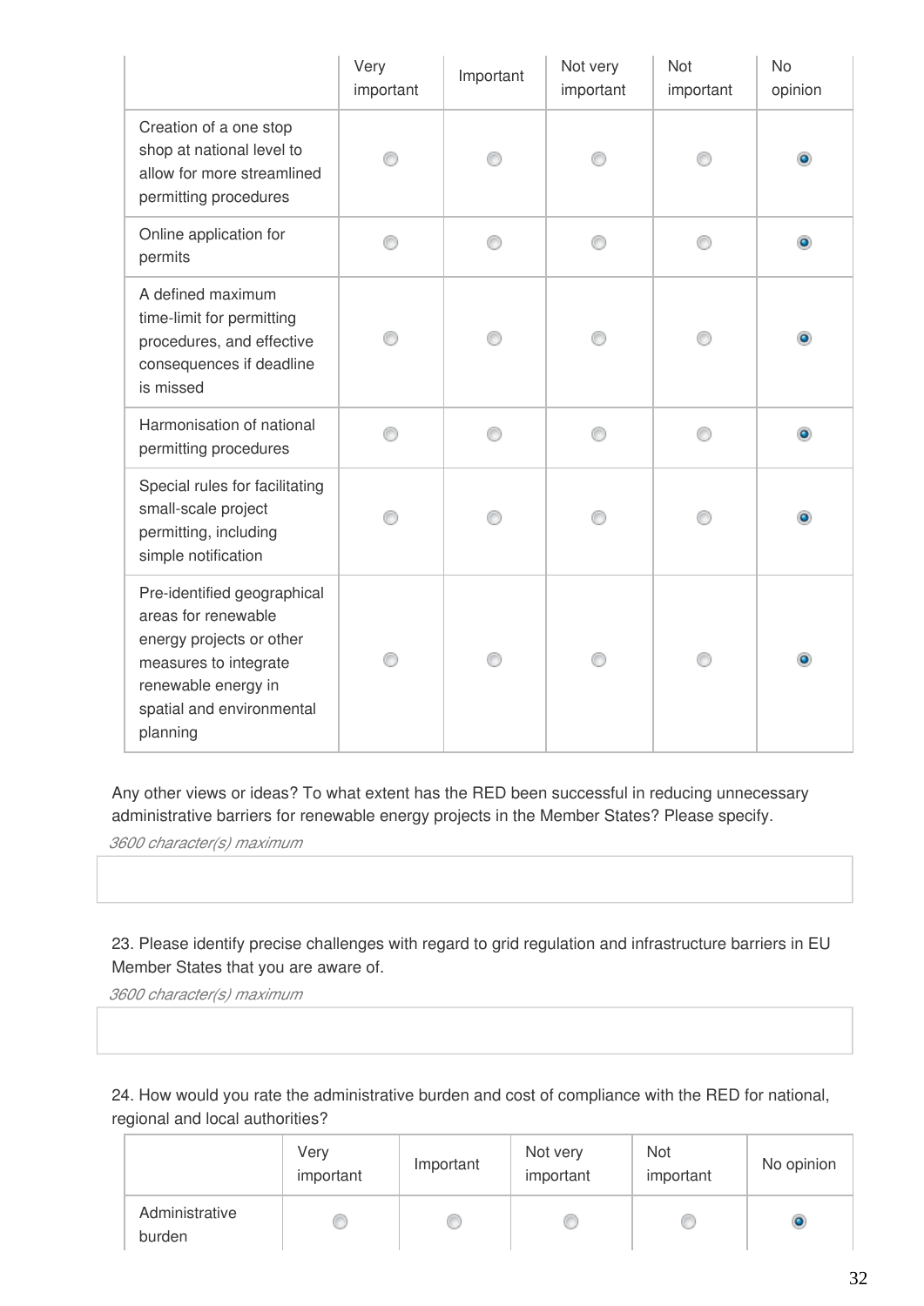| | Very important | Important | Not very important | Not important | No opinion |
|---|---|---|---|---|---|
| Creation of a one stop shop at national level to allow for more streamlined permitting procedures | ○ | ○ | ○ | ○ | ◉ |
| Online application for permits | ○ | ○ | ○ | ○ | ◉ |
| A defined maximum time-limit for permitting procedures, and effective consequences if deadline is missed | ○ | ○ | ○ | ○ | ◉ |
| Harmonisation of national permitting procedures | ○ | ○ | ○ | ○ | ◉ |
| Special rules for facilitating small-scale project permitting, including simple notification | ○ | ○ | ○ | ○ | ◉ |
| Pre-identified geographical areas for renewable energy projects or other measures to integrate renewable energy in spatial and environmental planning | ○ | ○ | ○ | ○ | ◉ |

Any other views or ideas? To what extent has the RED been successful in reducing unnecessary administrative barriers for renewable energy projects in the Member States? Please specify.

*3600 character(s) maximum*

23. Please identify precise challenges with regard to grid regulation and infrastructure barriers in EU Member States that you are aware of.

*3600 character(s) maximum*

24. How would you rate the administrative burden and cost of compliance with the RED for national, regional and local authorities?

| | Very important | Important | Not very important | Not important | No opinion |
|---|---|---|---|---|---|
| Administrative burden | ○ | ○ | ○ | ○ | ◉ |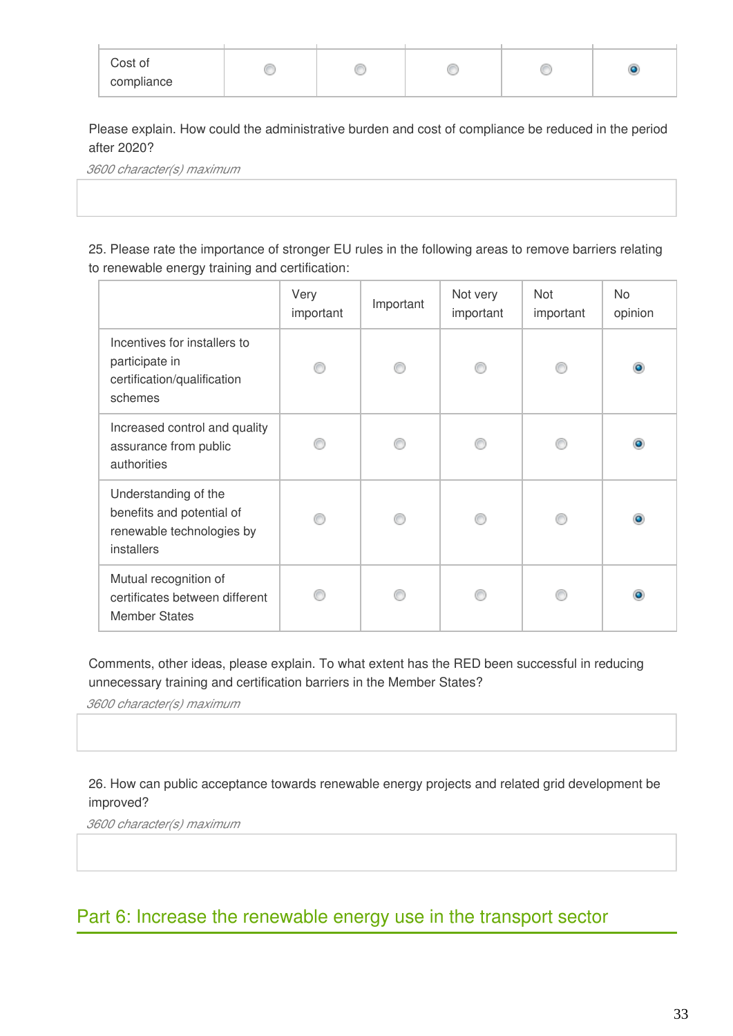| Cost of compliance | ○ | ○ | ○ | ○ | ● |
|---|---|---|---|---|---|

Please explain. How could the administrative burden and cost of compliance be reduced in the period after 2020?

*3600 character(s) maximum*

25. Please rate the importance of stronger EU rules in the following areas to remove barriers relating to renewable energy training and certification:

| | Very important | Important | Not very important | Not important | No opinion |
|---|---|---|---|---|---|
| Incentives for installers to participate in certification/qualification schemes | ○ | ○ | ○ | ○ | ● |
| Increased control and quality assurance from public authorities | ○ | ○ | ○ | ○ | ● |
| Understanding of the benefits and potential of renewable technologies by installers | ○ | ○ | ○ | ○ | ● |
| Mutual recognition of certificates between different Member States | ○ | ○ | ○ | ○ | ● |

Comments, other ideas, please explain. To what extent has the RED been successful in reducing unnecessary training and certification barriers in the Member States?

*3600 character(s) maximum*

26. How can public acceptance towards renewable energy projects and related grid development be improved?

*3600 character(s) maximum*

## Part 6: Increase the renewable energy use in the transport sector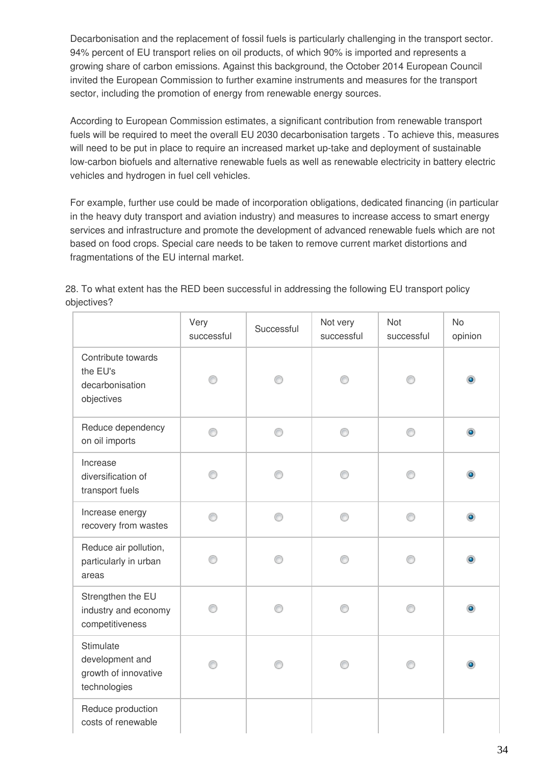Decarbonisation and the replacement of fossil fuels is particularly challenging in the transport sector. 94% percent of EU transport relies on oil products, of which 90% is imported and represents a growing share of carbon emissions. Against this background, the October 2014 European Council invited the European Commission to further examine instruments and measures for the transport sector, including the promotion of energy from renewable energy sources.

According to European Commission estimates, a significant contribution from renewable transport fuels will be required to meet the overall EU 2030 decarbonisation targets . To achieve this, measures will need to be put in place to require an increased market up-take and deployment of sustainable low-carbon biofuels and alternative renewable fuels as well as renewable electricity in battery electric vehicles and hydrogen in fuel cell vehicles.

For example, further use could be made of incorporation obligations, dedicated financing (in particular in the heavy duty transport and aviation industry) and measures to increase access to smart energy services and infrastructure and promote the development of advanced renewable fuels which are not based on food crops. Special care needs to be taken to remove current market distortions and fragmentations of the EU internal market.

28. To what extent has the RED been successful in addressing the following EU transport policy objectives?

| | Very successful | Successful | Not very successful | Not successful | No opinion |
|---|---|---|---|---|---|
| Contribute towards the EU's decarbonisation objectives | ◯ | ◯ | ◯ | ◯ | ◉ |
| Reduce dependency on oil imports | ◯ | ◯ | ◯ | ◯ | ◉ |
| Increase diversification of transport fuels | ◯ | ◯ | ◯ | ◯ | ◉ |
| Increase energy recovery from wastes | ◯ | ◯ | ◯ | ◯ | ◉ |
| Reduce air pollution, particularly in urban areas | ◯ | ◯ | ◯ | ◯ | ◉ |
| Strengthen the EU industry and economy competitiveness | ◯ | ◯ | ◯ | ◯ | ◉ |
| Stimulate development and growth of innovative technologies | ◯ | ◯ | ◯ | ◯ | ◉ |
| Reduce production costs of renewable | | | | | |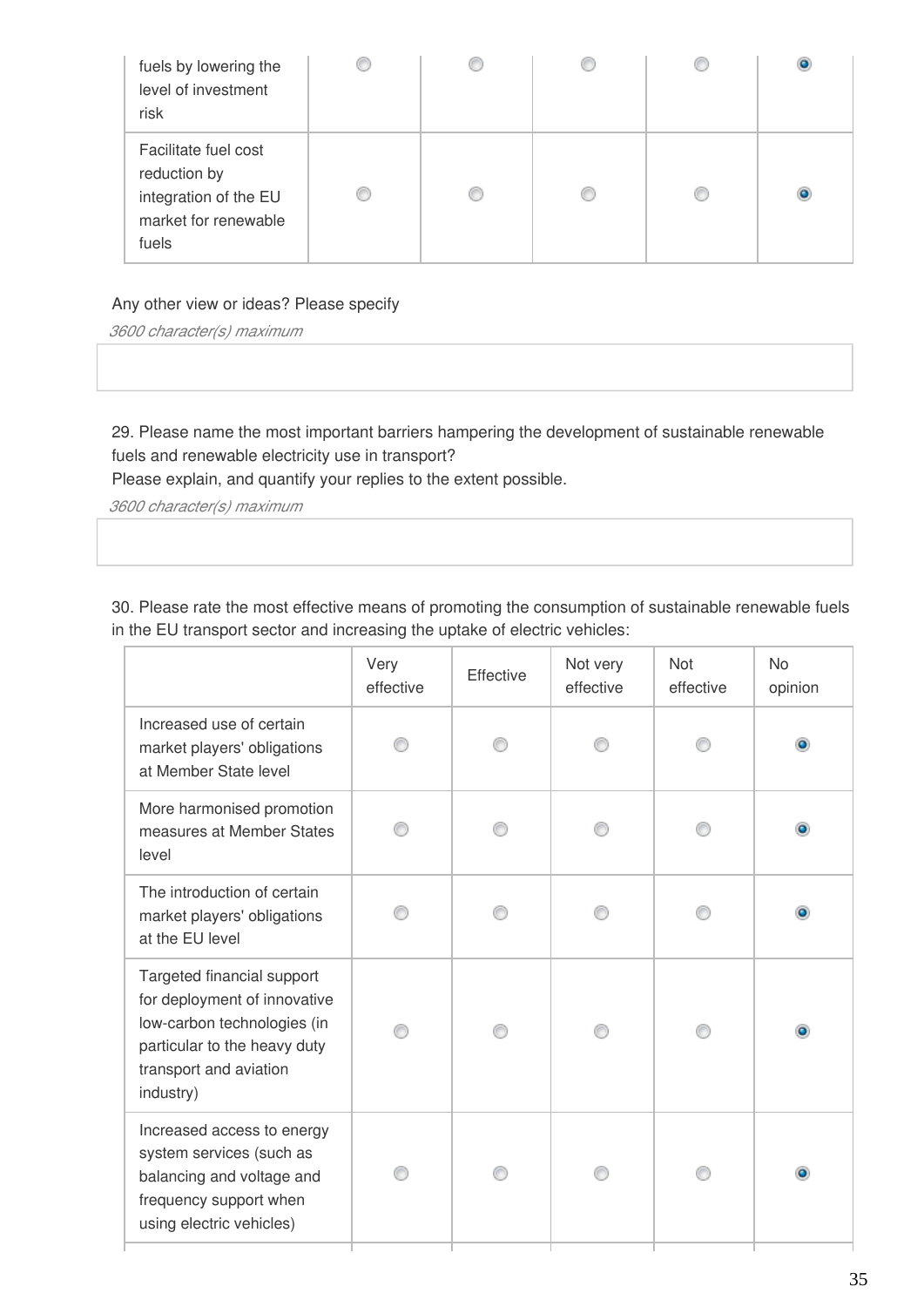| | | | | | |
|---|---|---|---|---|---|
| fuels by lowering the level of investment risk | ○ | ○ | ○ | ○ | ● |
| Facilitate fuel cost reduction by integration of the EU market for renewable fuels | ○ | ○ | ○ | ○ | ● |

Any other view or ideas? Please specify

*3600 character(s) maximum*

29. Please name the most important barriers hampering the development of sustainable renewable fuels and renewable electricity use in transport?
Please explain, and quantify your replies to the extent possible.

*3600 character(s) maximum*

30. Please rate the most effective means of promoting the consumption of sustainable renewable fuels in the EU transport sector and increasing the uptake of electric vehicles:

| | Very effective | Effective | Not very effective | Not effective | No opinion |
|---|---|---|---|---|---|
| Increased use of certain market players' obligations at Member State level | ○ | ○ | ○ | ○ | ● |
| More harmonised promotion measures at Member States level | ○ | ○ | ○ | ○ | ● |
| The introduction of certain market players' obligations at the EU level | ○ | ○ | ○ | ○ | ● |
| Targeted financial support for deployment of innovative low-carbon technologies (in particular to the heavy duty transport and aviation industry) | ○ | ○ | ○ | ○ | ● |
| Increased access to energy system services (such as balancing and voltage and frequency support when using electric vehicles) | ○ | ○ | ○ | ○ | ● |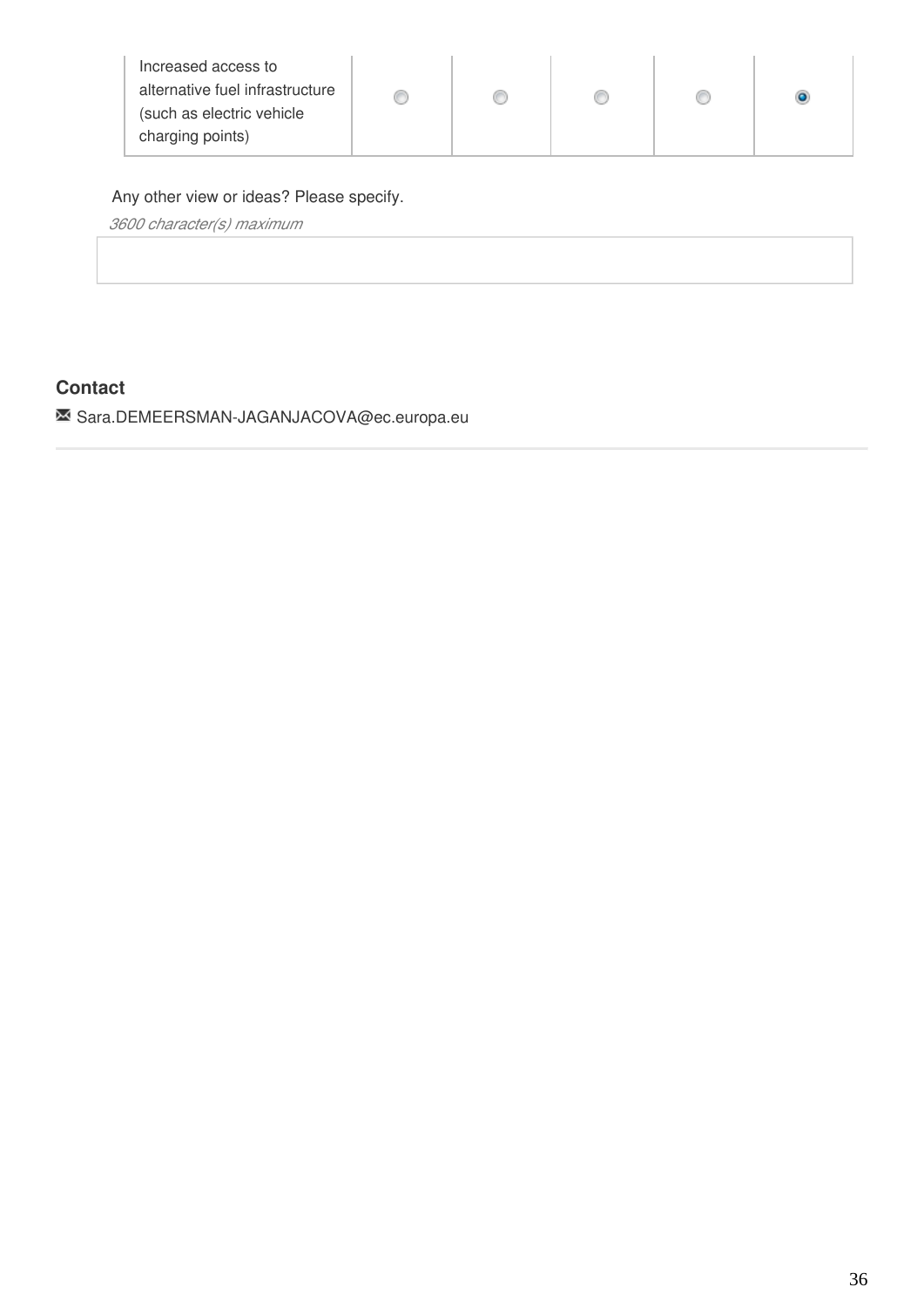| | | | | | |
|---|---|---|---|---|---|
| Increased access to alternative fuel infrastructure (such as electric vehicle charging points) | ○ | ○ | ○ | ○ | ◉ |

Any other view or ideas? Please specify.

*3600 character(s) maximum*

## Contact

✉ Sara.DEMEERSMAN-JAGANJACOVA@ec.europa.eu